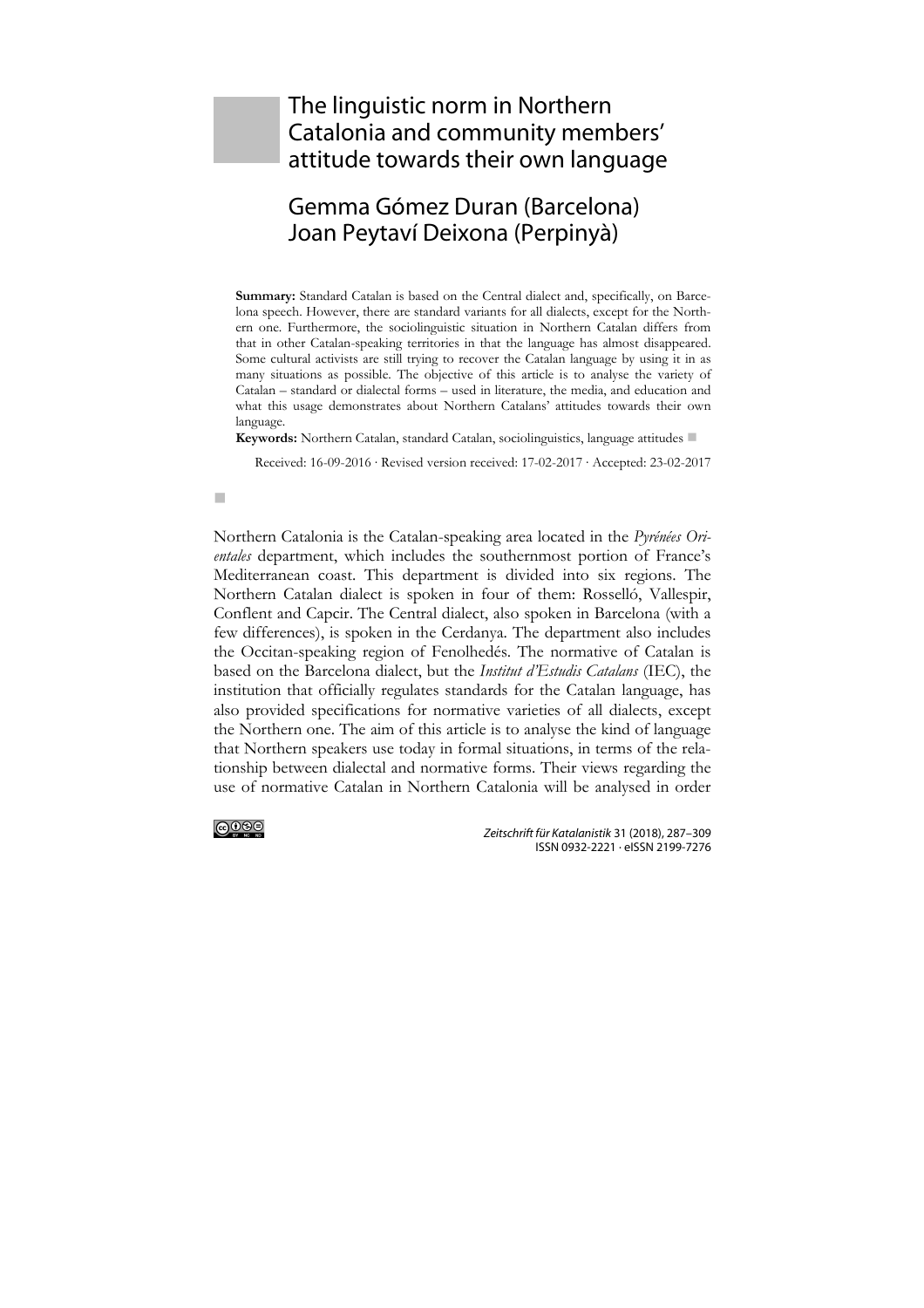# The linguistic norm in Northern Catalonia and community members' attitude towards their own language

## Gemma Gómez Duran (Barcelona)
## Joan Peytaví Deixona (Perpinyà)

**Summary:** Standard Catalan is based on the Central dialect and, specifically, on Barcelona speech. However, there are standard variants for all dialects, except for the Northern one. Furthermore, the sociolinguistic situation in Northern Catalan differs from that in other Catalan-speaking territories in that the language has almost disappeared. Some cultural activists are still trying to recover the Catalan language by using it in as many situations as possible. The objective of this article is to analyse the variety of Catalan – standard or dialectal forms – used in literature, the media, and education and what this usage demonstrates about Northern Catalans' attitudes towards their own language.

**Keywords:** Northern Catalan, standard Catalan, sociolinguistics, language attitudes

Received: 16-09-2016 · Revised version received: 17-02-2017 · Accepted: 23-02-2017

Northern Catalonia is the Catalan-speaking area located in the *Pyrénées Orientales* department, which includes the southernmost portion of France's Mediterranean coast. This department is divided into six regions. The Northern Catalan dialect is spoken in four of them: Rosselló, Vallespir, Conflent and Capcir. The Central dialect, also spoken in Barcelona (with a few differences), is spoken in the Cerdanya. The department also includes the Occitan-speaking region of Fenolhedés. The normative of Catalan is based on the Barcelona dialect, but the *Institut d'Estudis Catalans* (IEC), the institution that officially regulates standards for the Catalan language, has also provided specifications for normative varieties of all dialects, except the Northern one. The aim of this article is to analyse the kind of language that Northern speakers use today in formal situations, in terms of the relationship between dialectal and normative forms. Their views regarding the use of normative Catalan in Northern Catalonia will be analysed in order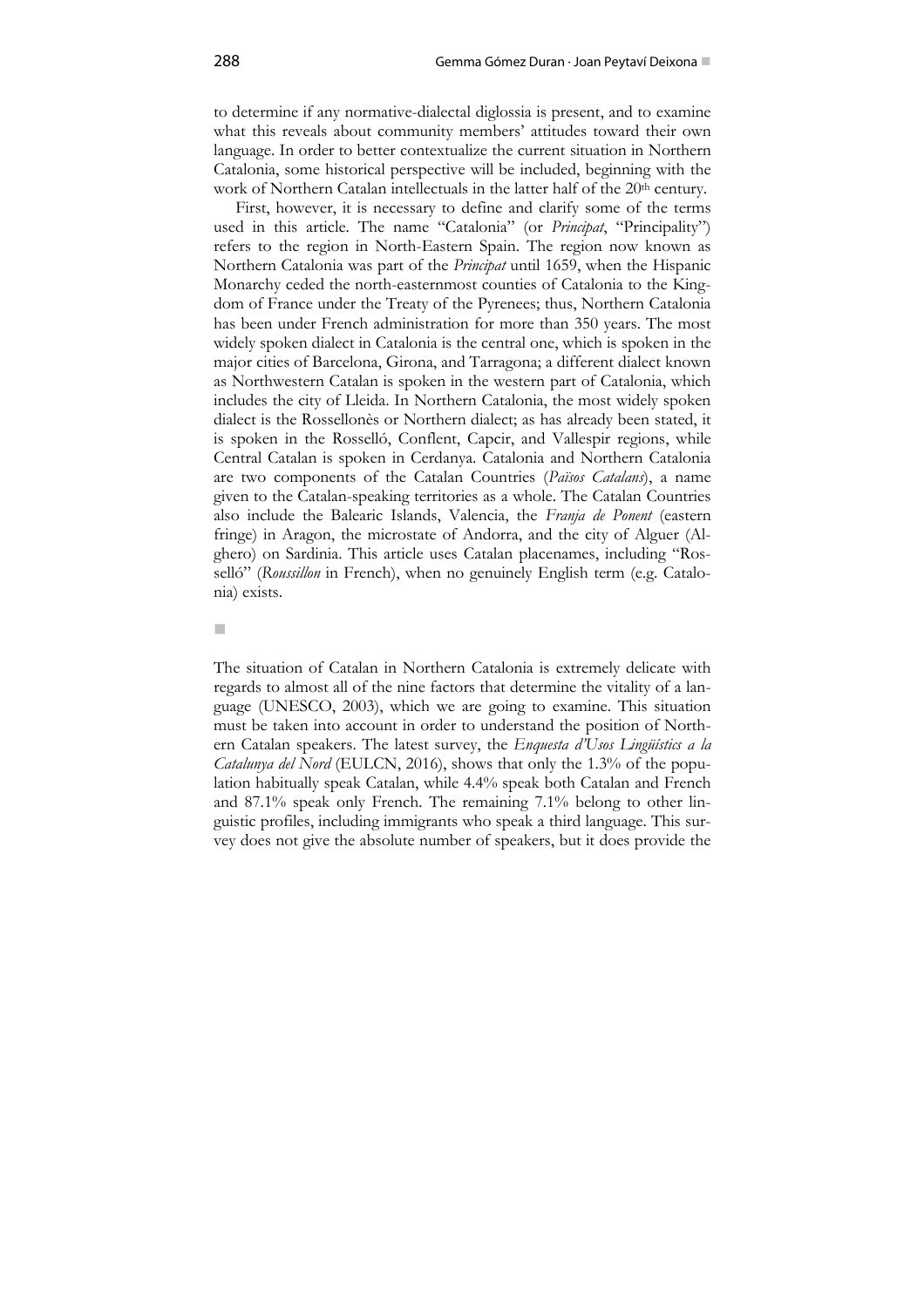to determine if any normative-dialectal diglossia is present, and to examine what this reveals about community members' attitudes toward their own language. In order to better contextualize the current situation in Northern Catalonia, some historical perspective will be included, beginning with the work of Northern Catalan intellectuals in the latter half of the 20th century.

First, however, it is necessary to define and clarify some of the terms used in this article. The name "Catalonia" (or *Principat*, "Principality") refers to the region in North-Eastern Spain. The region now known as Northern Catalonia was part of the *Principat* until 1659, when the Hispanic Monarchy ceded the north-easternmost counties of Catalonia to the Kingdom of France under the Treaty of the Pyrenees; thus, Northern Catalonia has been under French administration for more than 350 years. The most widely spoken dialect in Catalonia is the central one, which is spoken in the major cities of Barcelona, Girona, and Tarragona; a different dialect known as Northwestern Catalan is spoken in the western part of Catalonia, which includes the city of Lleida. In Northern Catalonia, the most widely spoken dialect is the Rossellonès or Northern dialect; as has already been stated, it is spoken in the Rosselló, Conflent, Capcir, and Vallespir regions, while Central Catalan is spoken in Cerdanya. Catalonia and Northern Catalonia are two components of the Catalan Countries (*Països Catalans*), a name given to the Catalan-speaking territories as a whole. The Catalan Countries also include the Balearic Islands, Valencia, the *Franja de Ponent* (eastern fringe) in Aragon, the microstate of Andorra, and the city of Alguer (Alghero) on Sardinia. This article uses Catalan placenames, including "Rosselló" (*Roussillon* in French), when no genuinely English term (e.g. Catalonia) exists.

■

The situation of Catalan in Northern Catalonia is extremely delicate with regards to almost all of the nine factors that determine the vitality of a language (UNESCO, 2003), which we are going to examine. This situation must be taken into account in order to understand the position of Northern Catalan speakers. The latest survey, the *Enquesta d'Usos Lingüístics a la Catalunya del Nord* (EULCN, 2016), shows that only the 1.3% of the population habitually speak Catalan, while 4.4% speak both Catalan and French and 87.1% speak only French. The remaining 7.1% belong to other linguistic profiles, including immigrants who speak a third language. This survey does not give the absolute number of speakers, but it does provide the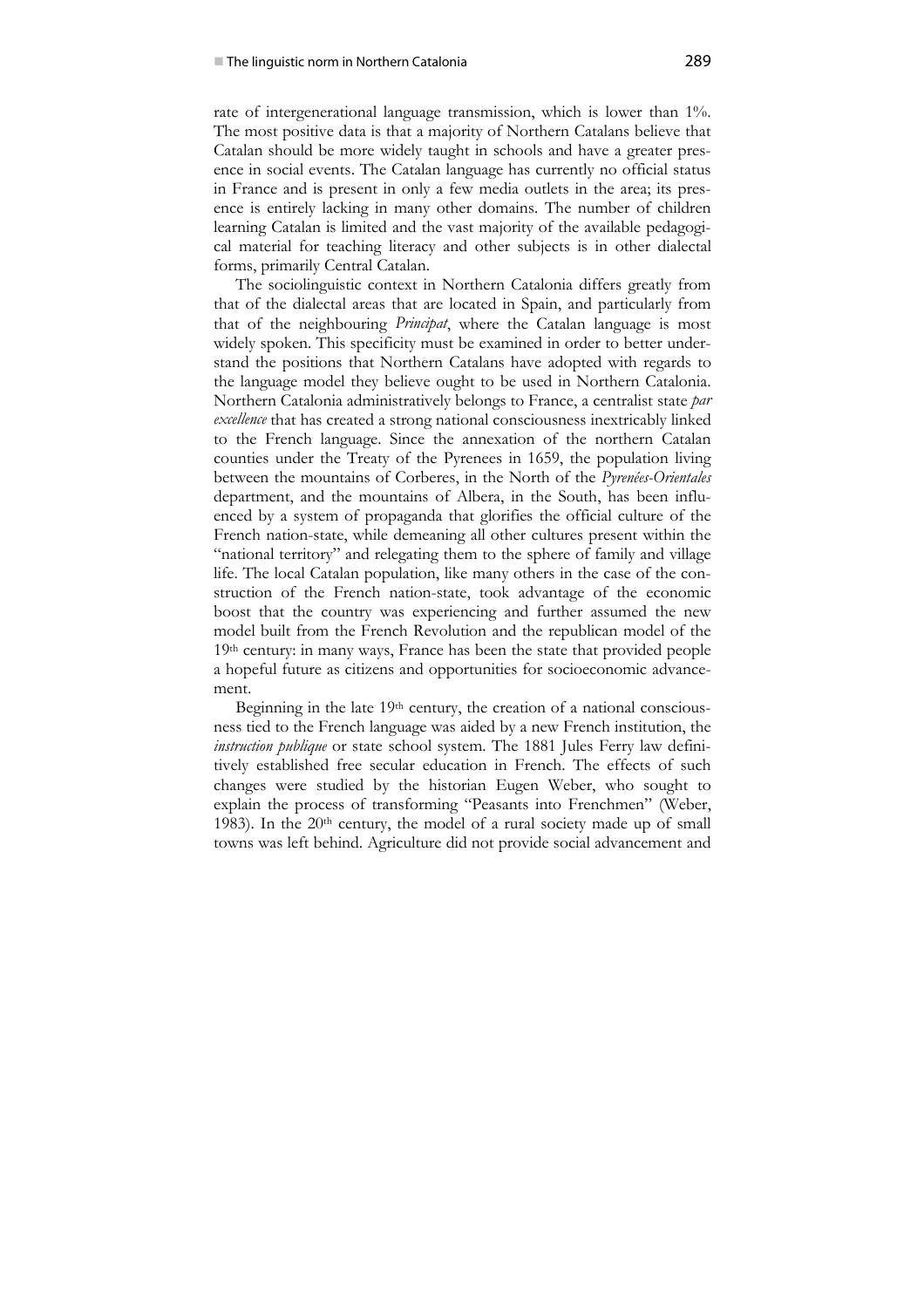rate of intergenerational language transmission, which is lower than 1%. The most positive data is that a majority of Northern Catalans believe that Catalan should be more widely taught in schools and have a greater presence in social events. The Catalan language has currently no official status in France and is present in only a few media outlets in the area; its presence is entirely lacking in many other domains. The number of children learning Catalan is limited and the vast majority of the available pedagogical material for teaching literacy and other subjects is in other dialectal forms, primarily Central Catalan.

The sociolinguistic context in Northern Catalonia differs greatly from that of the dialectal areas that are located in Spain, and particularly from that of the neighbouring *Principat*, where the Catalan language is most widely spoken. This specificity must be examined in order to better understand the positions that Northern Catalans have adopted with regards to the language model they believe ought to be used in Northern Catalonia. Northern Catalonia administratively belongs to France, a centralist state *par excellence* that has created a strong national consciousness inextricably linked to the French language. Since the annexation of the northern Catalan counties under the Treaty of the Pyrenees in 1659, the population living between the mountains of Corberes, in the North of the *Pyrenées-Orientales* department, and the mountains of Albera, in the South, has been influenced by a system of propaganda that glorifies the official culture of the French nation-state, while demeaning all other cultures present within the "national territory" and relegating them to the sphere of family and village life. The local Catalan population, like many others in the case of the construction of the French nation-state, took advantage of the economic boost that the country was experiencing and further assumed the new model built from the French Revolution and the republican model of the 19th century: in many ways, France has been the state that provided people a hopeful future as citizens and opportunities for socioeconomic advancement.

Beginning in the late 19th century, the creation of a national consciousness tied to the French language was aided by a new French institution, the *instruction publique* or state school system. The 1881 Jules Ferry law definitively established free secular education in French. The effects of such changes were studied by the historian Eugen Weber, who sought to explain the process of transforming "Peasants into Frenchmen" (Weber, 1983). In the 20th century, the model of a rural society made up of small towns was left behind. Agriculture did not provide social advancement and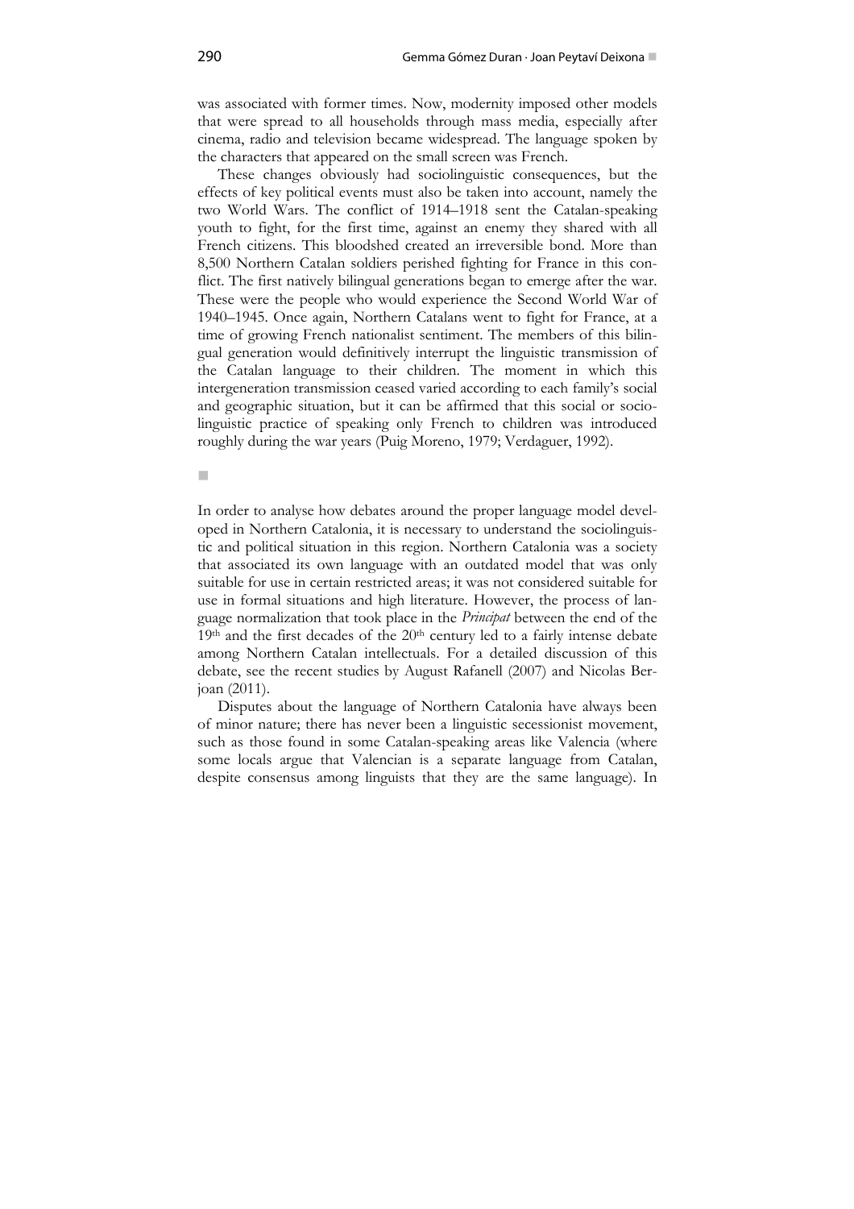was associated with former times. Now, modernity imposed other models that were spread to all households through mass media, especially after cinema, radio and television became widespread. The language spoken by the characters that appeared on the small screen was French.

These changes obviously had sociolinguistic consequences, but the effects of key political events must also be taken into account, namely the two World Wars. The conflict of 1914–1918 sent the Catalan-speaking youth to fight, for the first time, against an enemy they shared with all French citizens. This bloodshed created an irreversible bond. More than 8,500 Northern Catalan soldiers perished fighting for France in this conflict. The first natively bilingual generations began to emerge after the war. These were the people who would experience the Second World War of 1940–1945. Once again, Northern Catalans went to fight for France, at a time of growing French nationalist sentiment. The members of this bilingual generation would definitively interrupt the linguistic transmission of the Catalan language to their children. The moment in which this intergeneration transmission ceased varied according to each family's social and geographic situation, but it can be affirmed that this social or sociolinguistic practice of speaking only French to children was introduced roughly during the war years (Puig Moreno, 1979; Verdaguer, 1992).

In order to analyse how debates around the proper language model developed in Northern Catalonia, it is necessary to understand the sociolinguistic and political situation in this region. Northern Catalonia was a society that associated its own language with an outdated model that was only suitable for use in certain restricted areas; it was not considered suitable for use in formal situations and high literature. However, the process of language normalization that took place in the *Principat* between the end of the 19th and the first decades of the 20th century led to a fairly intense debate among Northern Catalan intellectuals. For a detailed discussion of this debate, see the recent studies by August Rafanell (2007) and Nicolas Berjoan (2011).

Disputes about the language of Northern Catalonia have always been of minor nature; there has never been a linguistic secessionist movement, such as those found in some Catalan-speaking areas like Valencia (where some locals argue that Valencian is a separate language from Catalan, despite consensus among linguists that they are the same language). In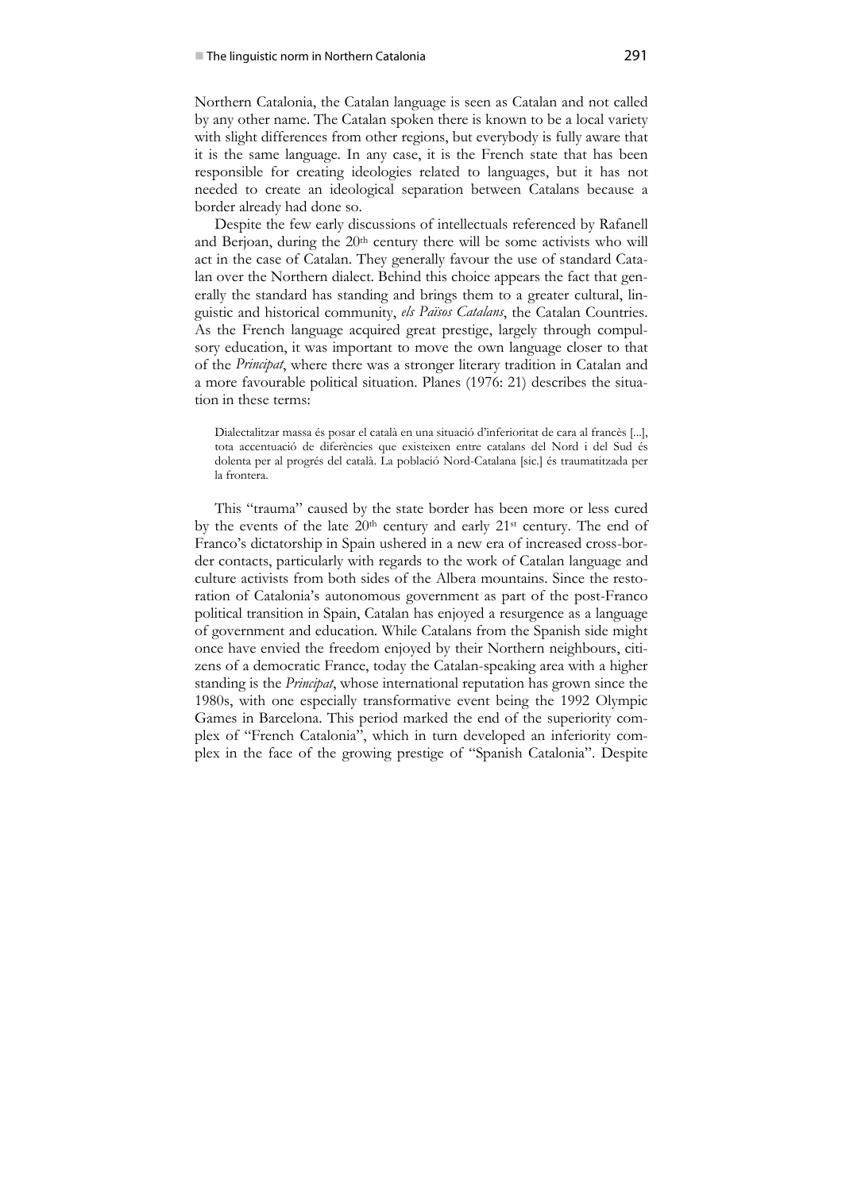Northern Catalonia, the Catalan language is seen as Catalan and not called by any other name. The Catalan spoken there is known to be a local variety with slight differences from other regions, but everybody is fully aware that it is the same language. In any case, it is the French state that has been responsible for creating ideologies related to languages, but it has not needed to create an ideological separation between Catalans because a border already had done so.

Despite the few early discussions of intellectuals referenced by Rafanell and Berjoan, during the 20th century there will be some activists who will act in the case of Catalan. They generally favour the use of standard Catalan over the Northern dialect. Behind this choice appears the fact that generally the standard has standing and brings them to a greater cultural, linguistic and historical community, *els Països Catalans*, the Catalan Countries. As the French language acquired great prestige, largely through compulsory education, it was important to move the own language closer to that of the *Principat*, where there was a stronger literary tradition in Catalan and a more favourable political situation. Planes (1976: 21) describes the situation in these terms:

> Dialectalitzar massa és posar el català en una situació d'inferioritat de cara al francès [...], tota accentuació de diferències que existeixen entre catalans del Nord i del Sud és dolenta per al progrés del català. La població Nord-Catalana [sic.] és traumatitzada per la frontera.

This "trauma" caused by the state border has been more or less cured by the events of the late 20th century and early 21st century. The end of Franco's dictatorship in Spain ushered in a new era of increased cross-border contacts, particularly with regards to the work of Catalan language and culture activists from both sides of the Albera mountains. Since the restoration of Catalonia's autonomous government as part of the post-Franco political transition in Spain, Catalan has enjoyed a resurgence as a language of government and education. While Catalans from the Spanish side might once have envied the freedom enjoyed by their Northern neighbours, citizens of a democratic France, today the Catalan-speaking area with a higher standing is the *Principat*, whose international reputation has grown since the 1980s, with one especially transformative event being the 1992 Olympic Games in Barcelona. This period marked the end of the superiority complex of "French Catalonia", which in turn developed an inferiority complex in the face of the growing prestige of "Spanish Catalonia". Despite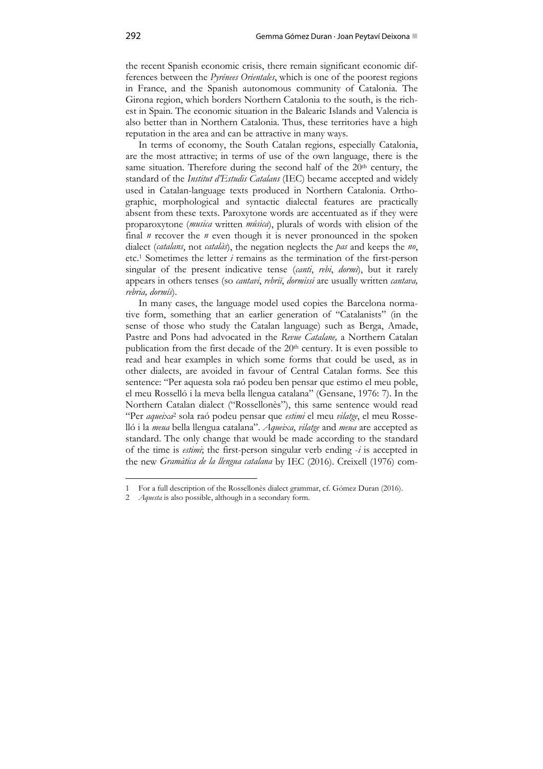the recent Spanish economic crisis, there remain significant economic differences between the *Pyrénees Orientales*, which is one of the poorest regions in France, and the Spanish autonomous community of Catalonia. The Girona region, which borders Northern Catalonia to the south, is the richest in Spain. The economic situation in the Balearic Islands and Valencia is also better than in Northern Catalonia. Thus, these territories have a high reputation in the area and can be attractive in many ways.

In terms of economy, the South Catalan regions, especially Catalonia, are the most attractive; in terms of use of the own language, there is the same situation. Therefore during the second half of the 20th century, the standard of the *Institut d'Estudis Catalans* (IEC) became accepted and widely used in Catalan-language texts produced in Northern Catalonia. Orthographic, morphological and syntactic dialectal features are practically absent from these texts. Paroxytone words are accentuated as if they were proparoxytone (*musica* written *música*), plurals of words with elision of the final *n* recover the *n* even though it is never pronounced in the spoken dialect (*catalans*, not *catalàs*), the negation neglects the *pas* and keeps the *no*, etc.[1] Sometimes the letter *i* remains as the termination of the first-person singular of the present indicative tense (*canti*, *rebi*, *dormi*), but it rarely appears in others tenses (so *cantavi*, *rebrïi*, *dormissi* are usually written *cantava, rebria, dormís*).

In many cases, the language model used copies the Barcelona normative form, something that an earlier generation of "Catalanists" (in the sense of those who study the Catalan language) such as Berga, Amade, Pastre and Pons had advocated in the *Revue Catalane,* a Northern Catalan publication from the first decade of the 20th century. It is even possible to read and hear examples in which some forms that could be used, as in other dialects, are avoided in favour of Central Catalan forms. See this sentence: "Per aquesta sola raó podeu ben pensar que estimo el meu poble, el meu Rosselló i la meva bella llengua catalana" (Gensane, 1976: 7). In the Northern Catalan dialect ("Rossellonès"), this same sentence would read "Per *aqueixa*[2] sola raó podeu pensar que *estimi* el meu *vilatge*, el meu Rosselló i la *meua* bella llengua catalana". *Aqueixa*, *vilatge* and *meua* are accepted as standard. The only change that would be made according to the standard of the time is *estimi*; the first-person singular verb ending *-i* is accepted in the new *Gramàtica de la llengua catalana* by IEC (2016). Creixell (1976) com-

1 For a full description of the Rossellonès dialect grammar, cf. Gómez Duran (2016).

2 *Aquesta* is also possible, although in a secondary form.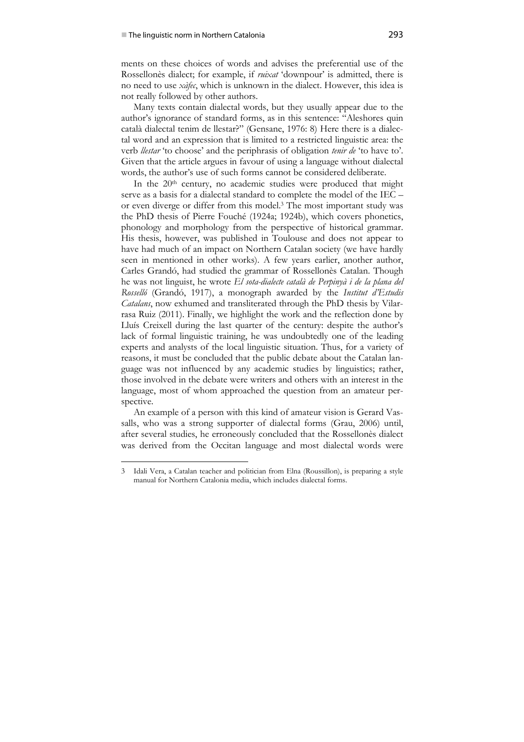ments on these choices of words and advises the preferential use of the Rossellonès dialect; for example, if *ruixat* 'downpour' is admitted, there is no need to use *xàfec*, which is unknown in the dialect. However, this idea is not really followed by other authors.

Many texts contain dialectal words, but they usually appear due to the author's ignorance of standard forms, as in this sentence: "Aleshores quin català dialectal tenim de llestar?" (Gensane, 1976: 8) Here there is a dialectal word and an expression that is limited to a restricted linguistic area: the verb *llestar* 'to choose' and the periphrasis of obligation *tenir de* 'to have to'. Given that the article argues in favour of using a language without dialectal words, the author's use of such forms cannot be considered deliberate.

In the 20th century, no academic studies were produced that might serve as a basis for a dialectal standard to complete the model of the IEC – or even diverge or differ from this model.[3] The most important study was the PhD thesis of Pierre Fouché (1924a; 1924b), which covers phonetics, phonology and morphology from the perspective of historical grammar. His thesis, however, was published in Toulouse and does not appear to have had much of an impact on Northern Catalan society (we have hardly seen in mentioned in other works). A few years earlier, another author, Carles Grandó, had studied the grammar of Rossellonès Catalan. Though he was not linguist, he wrote *El sota-dialecte català de Perpinyà i de la plana del Rosselló* (Grandó, 1917), a monograph awarded by the *Institut d'Estudis Catalans*, now exhumed and transliterated through the PhD thesis by Vilarrasa Ruiz (2011). Finally, we highlight the work and the reflection done by Lluís Creixell during the last quarter of the century: despite the author's lack of formal linguistic training, he was undoubtedly one of the leading experts and analysts of the local linguistic situation. Thus, for a variety of reasons, it must be concluded that the public debate about the Catalan language was not influenced by any academic studies by linguistics; rather, those involved in the debate were writers and others with an interest in the language, most of whom approached the question from an amateur perspective.

An example of a person with this kind of amateur vision is Gerard Vassalls, who was a strong supporter of dialectal forms (Grau, 2006) until, after several studies, he erroneously concluded that the Rossellonès dialect was derived from the Occitan language and most dialectal words were

---

3 Idali Vera, a Catalan teacher and politician from Elna (Roussillon), is preparing a style manual for Northern Catalonia media, which includes dialectal forms.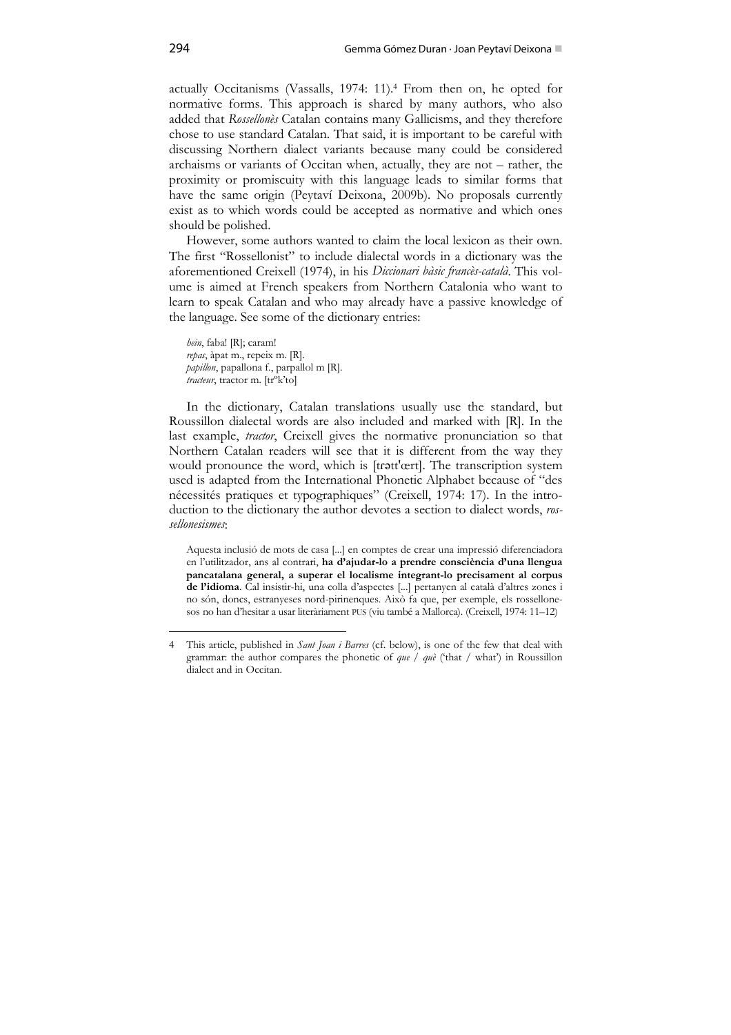actually Occitanisms (Vassalls, 1974: 11).[4] From then on, he opted for normative forms. This approach is shared by many authors, who also added that *Rossellonès* Catalan contains many Gallicisms, and they therefore chose to use standard Catalan. That said, it is important to be careful with discussing Northern dialect variants because many could be considered archaisms or variants of Occitan when, actually, they are not – rather, the proximity or promiscuity with this language leads to similar forms that have the same origin (Peytaví Deixona, 2009b). No proposals currently exist as to which words could be accepted as normative and which ones should be polished.

However, some authors wanted to claim the local lexicon as their own. The first "Rossellonist" to include dialectal words in a dictionary was the aforementioned Creixell (1974), in his *Diccionari bàsic francès-català*. This volume is aimed at French speakers from Northern Catalonia who want to learn to speak Catalan and who may already have a passive knowledge of the language. See some of the dictionary entries:

> *hein*, faba! [R]; caram!
> *repas*, àpat m., repeix m. [R].
> *papillon*, papallona f., parpallol m [R].
> *tracteur*, tractor m. [trᵊk'to]

In the dictionary, Catalan translations usually use the standard, but Roussillon dialectal words are also included and marked with [R]. In the last example, *tractor*, Creixell gives the normative pronunciation so that Northern Catalan readers will see that it is different from the way they would pronounce the word, which is [trətt'œrt]. The transcription system used is adapted from the International Phonetic Alphabet because of "des nécessités pratiques et typographiques" (Creixell, 1974: 17). In the introduction to the dictionary the author devotes a section to dialect words, *rossellonesismes*:

> Aquesta inclusió de mots de casa [...] en comptes de crear una impressió diferenciadora en l'utilitzador, ans al contrari, **ha d'ajudar-lo a prendre consciència d'una llengua pancatalana general, a superar el localisme integrant-lo precisament al corpus de l'idioma**. Cal insistir-hi, una colla d'aspectes [...] pertanyen al català d'altres zones i no són, doncs, estranyeses nord-pirinenques. Això fa que, per exemple, els rossellonesos no han d'hesitar a usar literàriament PUS (viu també a Mallorca). (Creixell, 1974: 11–12)

---

[4] This article, published in *Sant Joan i Barres* (cf. below), is one of the few that deal with grammar: the author compares the phonetic of *que* / *què* ('that / what') in Roussillon dialect and in Occitan.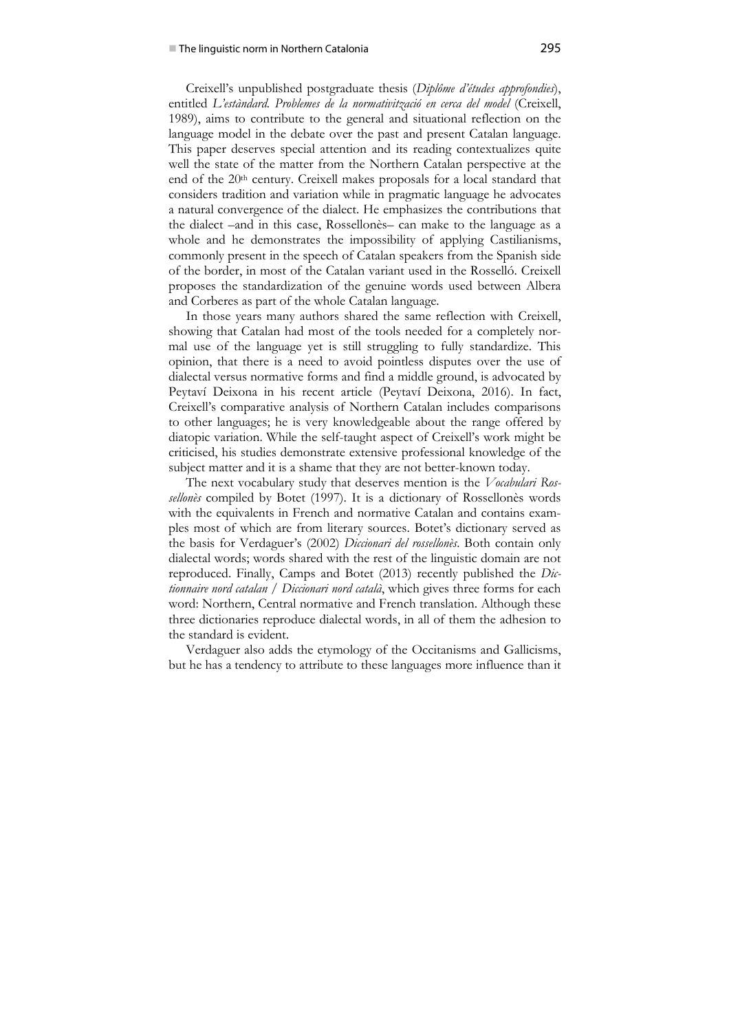Creixell's unpublished postgraduate thesis (*Diplôme d'études approfondies*), entitled *L'estàndard. Problemes de la normativització en cerca del model* (Creixell, 1989), aims to contribute to the general and situational reflection on the language model in the debate over the past and present Catalan language. This paper deserves special attention and its reading contextualizes quite well the state of the matter from the Northern Catalan perspective at the end of the 20th century. Creixell makes proposals for a local standard that considers tradition and variation while in pragmatic language he advocates a natural convergence of the dialect. He emphasizes the contributions that the dialect –and in this case, Rossellonès– can make to the language as a whole and he demonstrates the impossibility of applying Castilianisms, commonly present in the speech of Catalan speakers from the Spanish side of the border, in most of the Catalan variant used in the Rosselló. Creixell proposes the standardization of the genuine words used between Albera and Corberes as part of the whole Catalan language.

In those years many authors shared the same reflection with Creixell, showing that Catalan had most of the tools needed for a completely normal use of the language yet is still struggling to fully standardize. This opinion, that there is a need to avoid pointless disputes over the use of dialectal versus normative forms and find a middle ground, is advocated by Peytaví Deixona in his recent article (Peytaví Deixona, 2016). In fact, Creixell's comparative analysis of Northern Catalan includes comparisons to other languages; he is very knowledgeable about the range offered by diatopic variation. While the self-taught aspect of Creixell's work might be criticised, his studies demonstrate extensive professional knowledge of the subject matter and it is a shame that they are not better-known today.

The next vocabulary study that deserves mention is the *Vocabulari Rossellonès* compiled by Botet (1997). It is a dictionary of Rossellonès words with the equivalents in French and normative Catalan and contains examples most of which are from literary sources. Botet's dictionary served as the basis for Verdaguer's (2002) *Diccionari del rossellonès*. Both contain only dialectal words; words shared with the rest of the linguistic domain are not reproduced. Finally, Camps and Botet (2013) recently published the *Dictionnaire nord catalan / Diccionari nord català*, which gives three forms for each word: Northern, Central normative and French translation. Although these three dictionaries reproduce dialectal words, in all of them the adhesion to the standard is evident.

Verdaguer also adds the etymology of the Occitanisms and Gallicisms, but he has a tendency to attribute to these languages more influence than it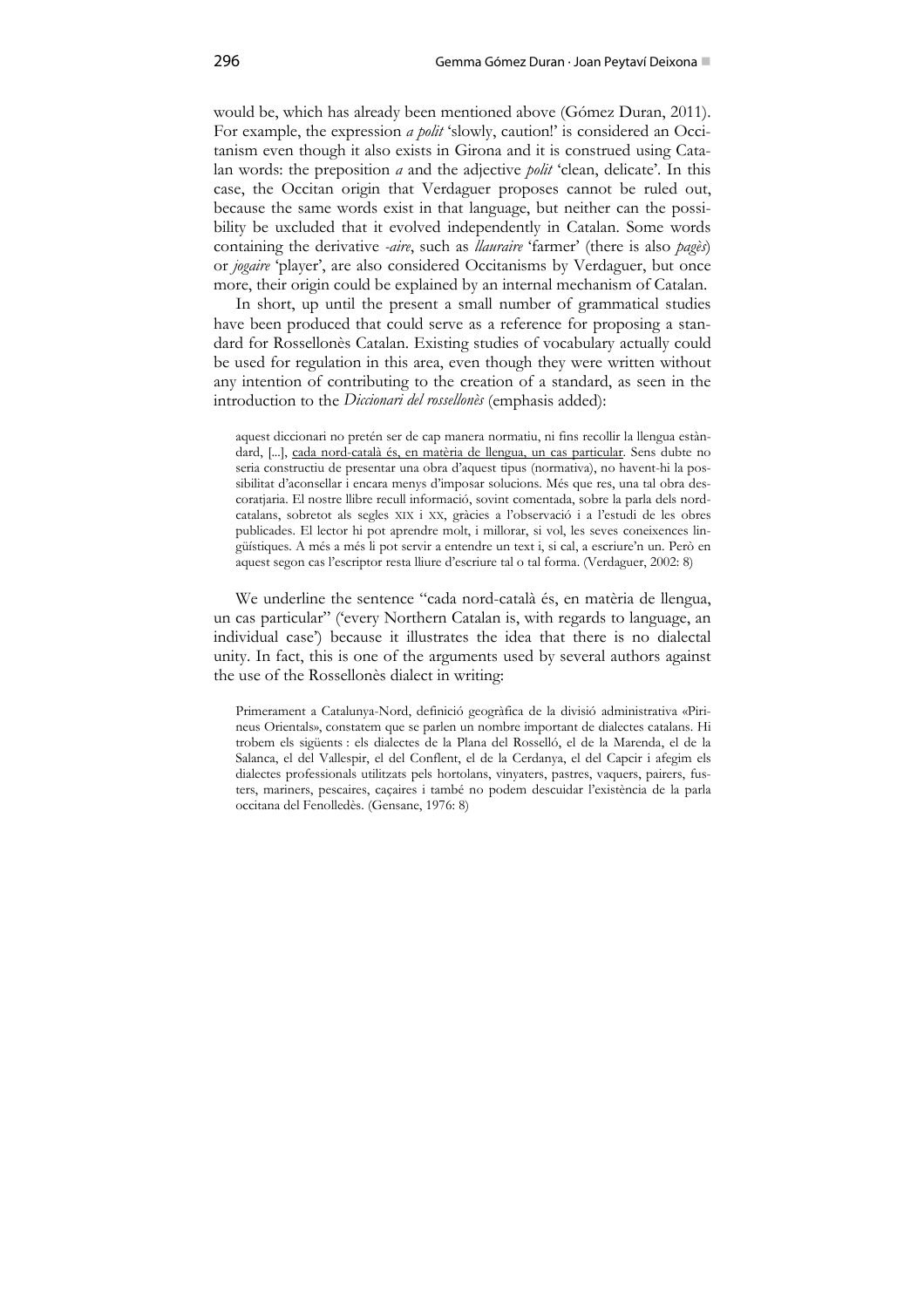would be, which has already been mentioned above (Gómez Duran, 2011). For example, the expression *a polit* 'slowly, caution!' is considered an Occitanism even though it also exists in Girona and it is construed using Catalan words: the preposition *a* and the adjective *polit* 'clean, delicate'. In this case, the Occitan origin that Verdaguer proposes cannot be ruled out, because the same words exist in that language, but neither can the possibility be uxcluded that it evolved independently in Catalan. Some words containing the derivative *-aire*, such as *llauraire* 'farmer' (there is also *pagès*) or *jogaire* 'player', are also considered Occitanisms by Verdaguer, but once more, their origin could be explained by an internal mechanism of Catalan.

In short, up until the present a small number of grammatical studies have been produced that could serve as a reference for proposing a standard for Rossellonès Catalan. Existing studies of vocabulary actually could be used for regulation in this area, even though they were written without any intention of contributing to the creation of a standard, as seen in the introduction to the *Diccionari del rossellonès* (emphasis added):

> aquest diccionari no pretén ser de cap manera normatiu, ni fins recollir la llengua estàndard, [...], <u>cada nord-català és, en matèria de llengua, un cas particular</u>. Sens dubte no seria constructiu de presentar una obra d'aquest tipus (normativa), no havent-hi la possibilitat d'aconsellar i encara menys d'imposar solucions. Més que res, una tal obra descoratjaria. El nostre llibre recull informació, sovint comentada, sobre la parla dels nord-catalans, sobretot als segles XIX i XX, gràcies a l'observació i a l'estudi de les obres publicades. El lector hi pot aprendre molt, i millorar, si vol, les seves coneixences lingüístiques. A més a més li pot servir a entendre un text i, si cal, a escriure'n un. Però en aquest segon cas l'escriptor resta lliure d'escriure tal o tal forma. (Verdaguer, 2002: 8)

We underline the sentence "cada nord-català és, en matèria de llengua, un cas particular" ('every Northern Catalan is, with regards to language, an individual case') because it illustrates the idea that there is no dialectal unity. In fact, this is one of the arguments used by several authors against the use of the Rossellonès dialect in writing:

> Primerament a Catalunya-Nord, definició geogràfica de la divisió administrativa «Pirineus Orientals», constatem que se parlen un nombre important de dialectes catalans. Hi trobem els sigüents : els dialectes de la Plana del Rosselló, el de la Marenda, el de la Salanca, el del Vallespir, el del Conflent, el de la Cerdanya, el del Capcir i afegim els dialectes professionals utilitzats pels hortolans, vinyaters, pastres, vaquers, pairers, fusters, mariners, pescaires, caçaires i també no podem descuidar l'existència de la parla occitana del Fenolledès. (Gensane, 1976: 8)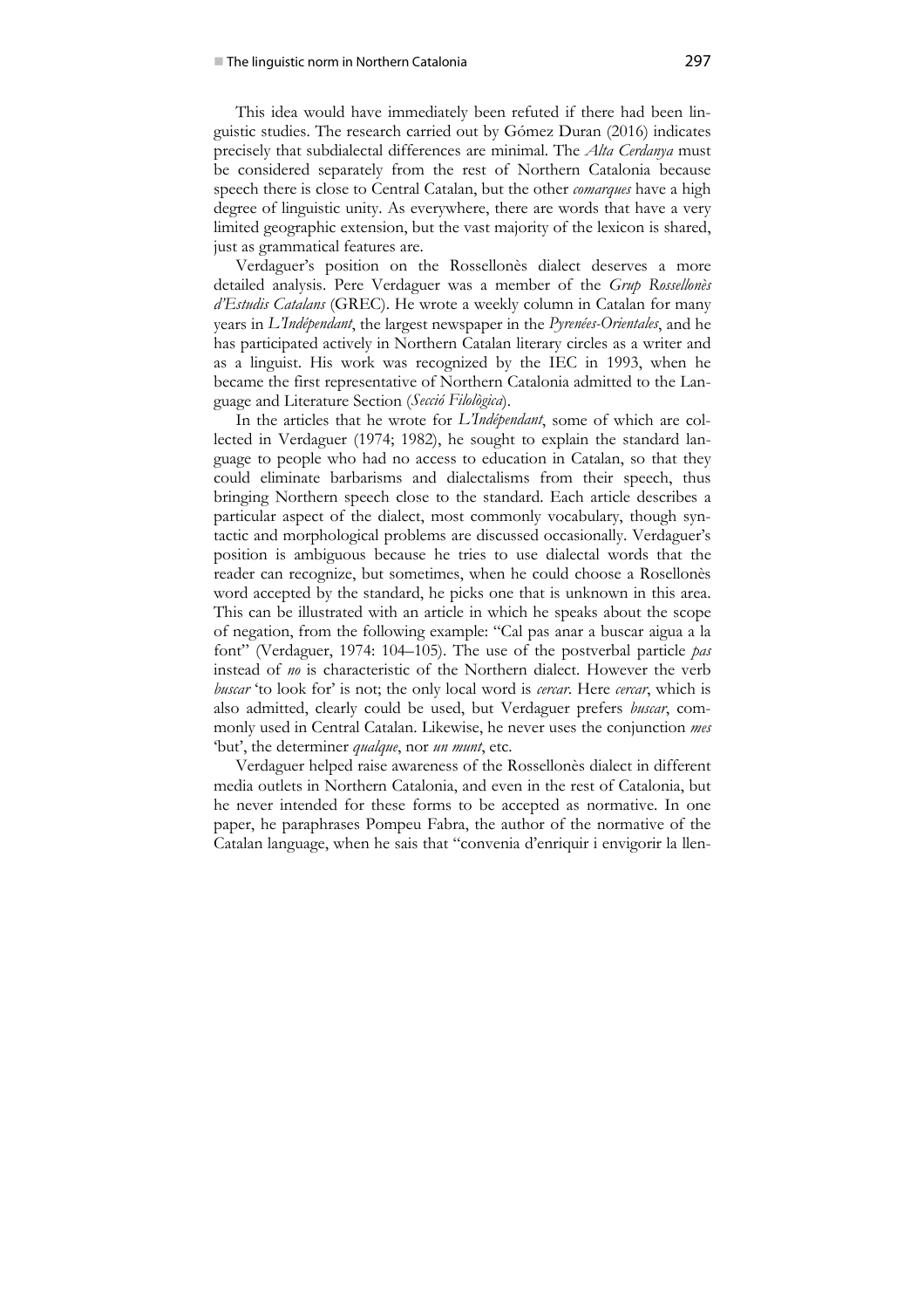This idea would have immediately been refuted if there had been linguistic studies. The research carried out by Gómez Duran (2016) indicates precisely that subdialectal differences are minimal. The *Alta Cerdanya* must be considered separately from the rest of Northern Catalonia because speech there is close to Central Catalan, but the other *comarques* have a high degree of linguistic unity. As everywhere, there are words that have a very limited geographic extension, but the vast majority of the lexicon is shared, just as grammatical features are.

Verdaguer's position on the Rossellonès dialect deserves a more detailed analysis. Pere Verdaguer was a member of the *Grup Rossellonès d'Estudis Catalans* (GREC). He wrote a weekly column in Catalan for many years in *L'Indépendant*, the largest newspaper in the *Pyrenées-Orientales*, and he has participated actively in Northern Catalan literary circles as a writer and as a linguist. His work was recognized by the IEC in 1993, when he became the first representative of Northern Catalonia admitted to the Language and Literature Section (*Secció Filològica*).

In the articles that he wrote for *L'Indépendant*, some of which are collected in Verdaguer (1974; 1982), he sought to explain the standard language to people who had no access to education in Catalan, so that they could eliminate barbarisms and dialectalisms from their speech, thus bringing Northern speech close to the standard. Each article describes a particular aspect of the dialect, most commonly vocabulary, though syntactic and morphological problems are discussed occasionally. Verdaguer's position is ambiguous because he tries to use dialectal words that the reader can recognize, but sometimes, when he could choose a Rosellonès word accepted by the standard, he picks one that is unknown in this area. This can be illustrated with an article in which he speaks about the scope of negation, from the following example: "Cal pas anar a buscar aigua a la font" (Verdaguer, 1974: 104–105). The use of the postverbal particle *pas* instead of *no* is characteristic of the Northern dialect. However the verb *buscar* 'to look for' is not; the only local word is *cercar*. Here *cercar*, which is also admitted, clearly could be used, but Verdaguer prefers *buscar*, commonly used in Central Catalan. Likewise, he never uses the conjunction *mes* 'but', the determiner *qualque*, nor *un munt*, etc.

Verdaguer helped raise awareness of the Rossellonès dialect in different media outlets in Northern Catalonia, and even in the rest of Catalonia, but he never intended for these forms to be accepted as normative. In one paper, he paraphrases Pompeu Fabra, the author of the normative of the Catalan language, when he sais that "convenia d'enriquir i envigorir la llen-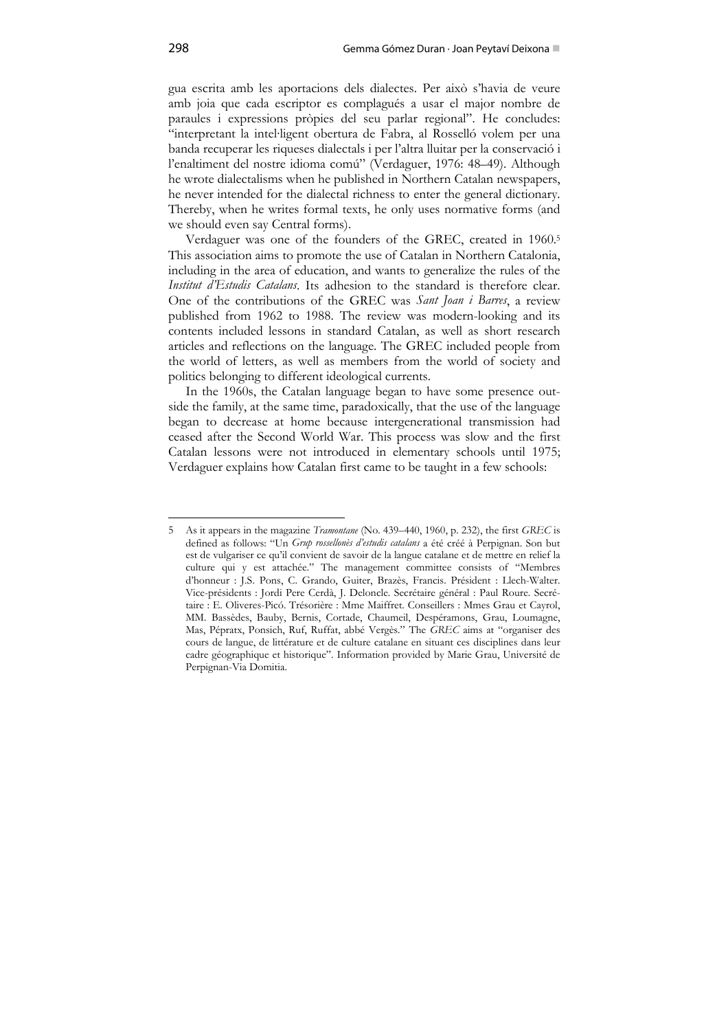gua escrita amb les aportacions dels dialectes. Per això s'havia de veure amb joia que cada escriptor es complagués a usar el major nombre de paraules i expressions pròpies del seu parlar regional". He concludes: "interpretant la intel·ligent obertura de Fabra, al Rosselló volem per una banda recuperar les riqueses dialectals i per l'altra lluitar per la conservació i l'enaltiment del nostre idioma comú" (Verdaguer, 1976: 48–49). Although he wrote dialectalisms when he published in Northern Catalan newspapers, he never intended for the dialectal richness to enter the general dictionary. Thereby, when he writes formal texts, he only uses normative forms (and we should even say Central forms).

Verdaguer was one of the founders of the GREC, created in 1960.[5] This association aims to promote the use of Catalan in Northern Catalonia, including in the area of education, and wants to generalize the rules of the *Institut d'Estudis Catalans*. Its adhesion to the standard is therefore clear. One of the contributions of the GREC was *Sant Joan i Barres*, a review published from 1962 to 1988. The review was modern-looking and its contents included lessons in standard Catalan, as well as short research articles and reflections on the language. The GREC included people from the world of letters, as well as members from the world of society and politics belonging to different ideological currents.

In the 1960s, the Catalan language began to have some presence outside the family, at the same time, paradoxically, that the use of the language began to decrease at home because intergenerational transmission had ceased after the Second World War. This process was slow and the first Catalan lessons were not introduced in elementary schools until 1975; Verdaguer explains how Catalan first came to be taught in a few schools:

---

5 As it appears in the magazine *Tramontane* (No. 439–440, 1960, p. 232), the first *GREC* is defined as follows: "Un *Grup rossellonès d'estudis catalans* a été créé à Perpignan. Son but est de vulgariser ce qu'il convient de savoir de la langue catalane et de mettre en relief la culture qui y est attachée." The management committee consists of "Membres d'honneur : J.S. Pons, C. Grando, Guiter, Brazès, Francis. Président : Llech-Walter. Vice-présidents : Jordi Pere Cerdà, J. Deloncle. Secrétaire général : Paul Roure. Secrétaire : E. Oliveres-Picó. Trésorière : Mme Maiffret. Conseillers : Mmes Grau et Cayrol, MM. Bassèdes, Bauby, Bernis, Cortade, Chaumeil, Despéramons, Grau, Loumagne, Mas, Pépratx, Ponsich, Ruf, Ruffat, abbé Vergès." The *GREC* aims at "organiser des cours de langue, de littérature et de culture catalane en situant ces disciplines dans leur cadre géographique et historique". Information provided by Marie Grau, Université de Perpignan-Via Domitia.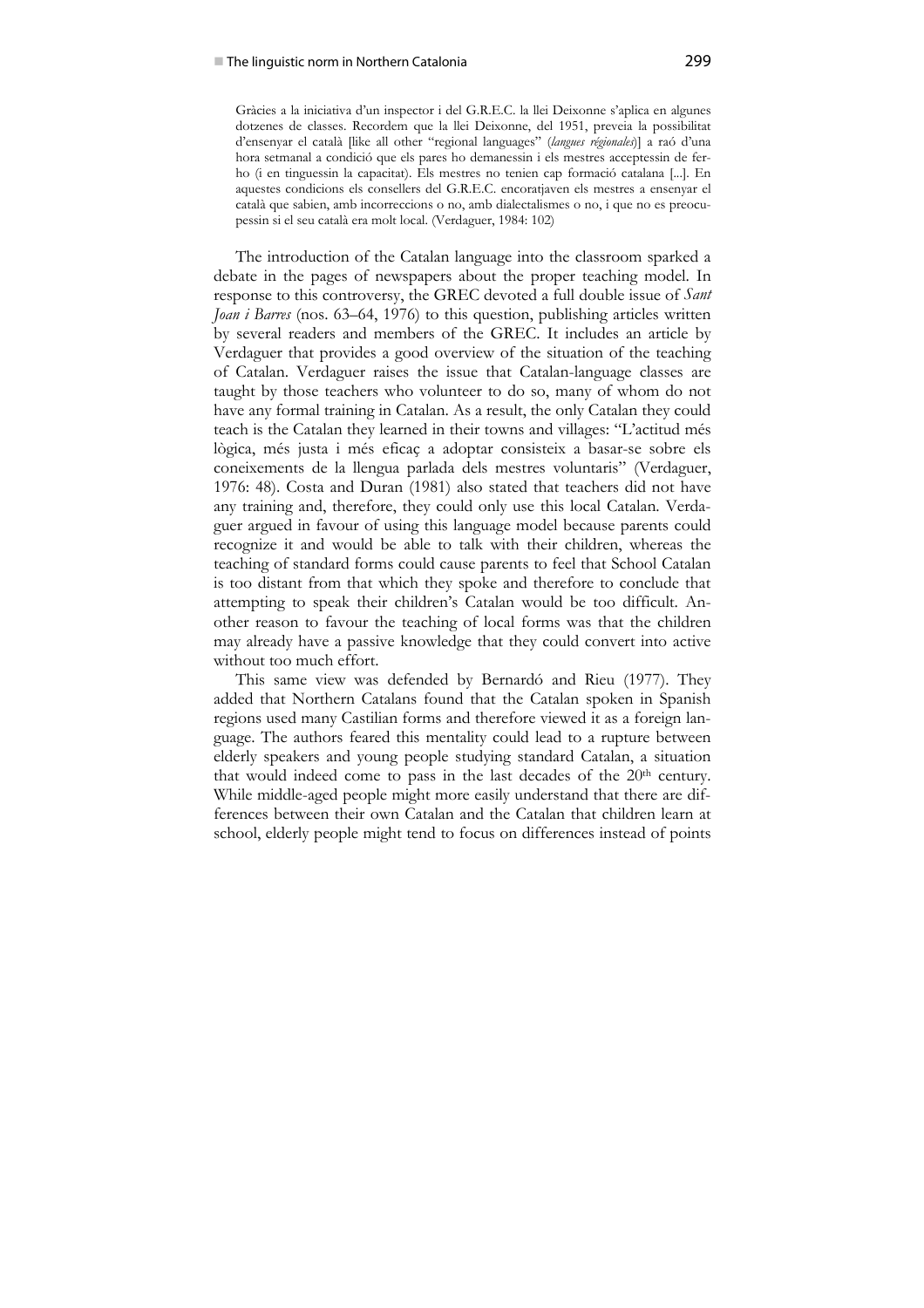> Gràcies a la iniciativa d'un inspector i del G.R.E.C. la llei Deixonne s'aplica en algunes dotzenes de classes. Recordem que la llei Deixonne, del 1951, preveia la possibilitat d'ensenyar el català [like all other "regional languages" (*langues régionales*)] a raó d'una hora setmanal a condició que els pares ho demanessin i els mestres acceptessin de ferho (i en tinguessin la capacitat). Els mestres no tenien cap formació catalana [...]. En aquestes condicions els consellers del G.R.E.C. encoratjaven els mestres a ensenyar el català que sabien, amb incorreccions o no, amb dialectalismes o no, i que no es preocupessin si el seu català era molt local. (Verdaguer, 1984: 102)

The introduction of the Catalan language into the classroom sparked a debate in the pages of newspapers about the proper teaching model. In response to this controversy, the GREC devoted a full double issue of *Sant Joan i Barres* (nos. 63–64, 1976) to this question, publishing articles written by several readers and members of the GREC. It includes an article by Verdaguer that provides a good overview of the situation of the teaching of Catalan. Verdaguer raises the issue that Catalan-language classes are taught by those teachers who volunteer to do so, many of whom do not have any formal training in Catalan. As a result, the only Catalan they could teach is the Catalan they learned in their towns and villages: "L'actitud més lògica, més justa i més eficaç a adoptar consisteix a basar-se sobre els coneixements de la llengua parlada dels mestres voluntaris" (Verdaguer, 1976: 48). Costa and Duran (1981) also stated that teachers did not have any training and, therefore, they could only use this local Catalan. Verdaguer argued in favour of using this language model because parents could recognize it and would be able to talk with their children, whereas the teaching of standard forms could cause parents to feel that School Catalan is too distant from that which they spoke and therefore to conclude that attempting to speak their children's Catalan would be too difficult. Another reason to favour the teaching of local forms was that the children may already have a passive knowledge that they could convert into active without too much effort.

This same view was defended by Bernardó and Rieu (1977). They added that Northern Catalans found that the Catalan spoken in Spanish regions used many Castilian forms and therefore viewed it as a foreign language. The authors feared this mentality could lead to a rupture between elderly speakers and young people studying standard Catalan, a situation that would indeed come to pass in the last decades of the 20th century. While middle-aged people might more easily understand that there are differences between their own Catalan and the Catalan that children learn at school, elderly people might tend to focus on differences instead of points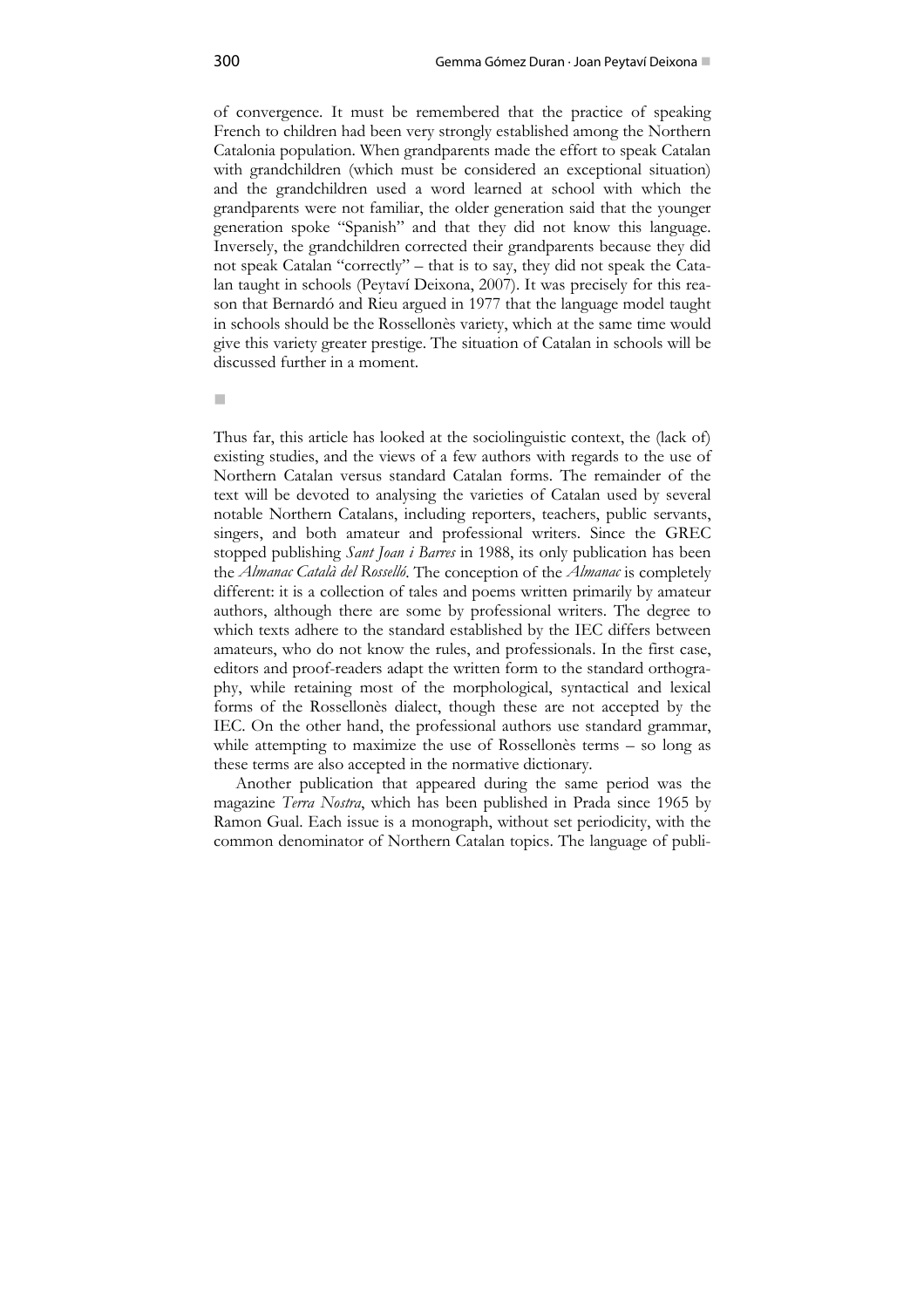of convergence. It must be remembered that the practice of speaking French to children had been very strongly established among the Northern Catalonia population. When grandparents made the effort to speak Catalan with grandchildren (which must be considered an exceptional situation) and the grandchildren used a word learned at school with which the grandparents were not familiar, the older generation said that the younger generation spoke "Spanish" and that they did not know this language. Inversely, the grandchildren corrected their grandparents because they did not speak Catalan "correctly" – that is to say, they did not speak the Catalan taught in schools (Peytaví Deixona, 2007). It was precisely for this reason that Bernardó and Rieu argued in 1977 that the language model taught in schools should be the Rossellonès variety, which at the same time would give this variety greater prestige. The situation of Catalan in schools will be discussed further in a moment.

■

Thus far, this article has looked at the sociolinguistic context, the (lack of) existing studies, and the views of a few authors with regards to the use of Northern Catalan versus standard Catalan forms. The remainder of the text will be devoted to analysing the varieties of Catalan used by several notable Northern Catalans, including reporters, teachers, public servants, singers, and both amateur and professional writers. Since the GREC stopped publishing *Sant Joan i Barres* in 1988, its only publication has been the *Almanac Català del Rosselló*. The conception of the *Almanac* is completely different: it is a collection of tales and poems written primarily by amateur authors, although there are some by professional writers. The degree to which texts adhere to the standard established by the IEC differs between amateurs, who do not know the rules, and professionals. In the first case, editors and proof-readers adapt the written form to the standard orthography, while retaining most of the morphological, syntactical and lexical forms of the Rossellonès dialect, though these are not accepted by the IEC. On the other hand, the professional authors use standard grammar, while attempting to maximize the use of Rossellonès terms – so long as these terms are also accepted in the normative dictionary.

Another publication that appeared during the same period was the magazine *Terra Nostra*, which has been published in Prada since 1965 by Ramon Gual. Each issue is a monograph, without set periodicity, with the common denominator of Northern Catalan topics. The language of publi-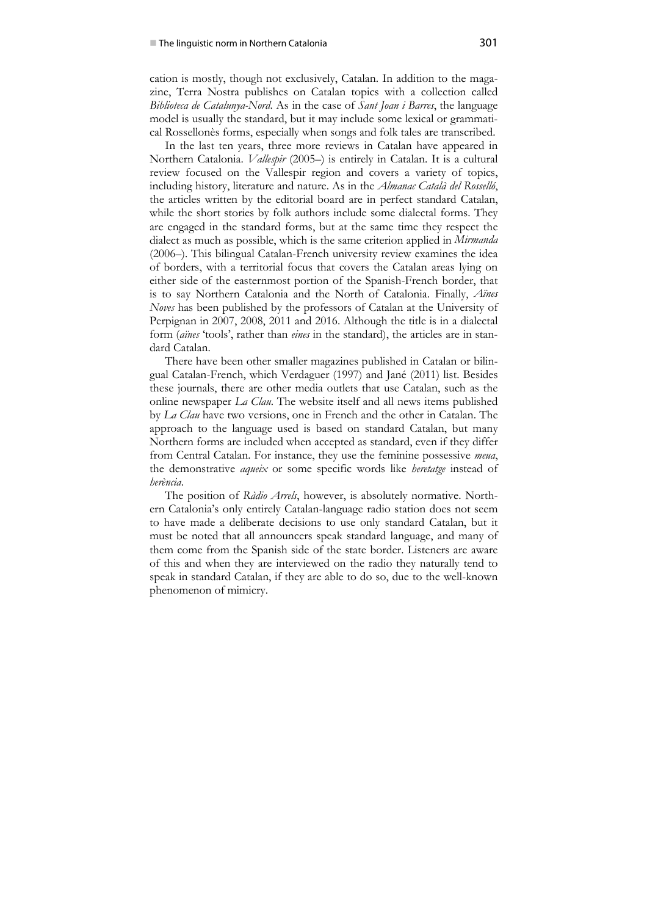cation is mostly, though not exclusively, Catalan. In addition to the magazine, Terra Nostra publishes on Catalan topics with a collection called *Biblioteca de Catalunya-Nord*. As in the case of *Sant Joan i Barres*, the language model is usually the standard, but it may include some lexical or grammatical Rossellonès forms, especially when songs and folk tales are transcribed.

In the last ten years, three more reviews in Catalan have appeared in Northern Catalonia. *Vallespir* (2005–) is entirely in Catalan. It is a cultural review focused on the Vallespir region and covers a variety of topics, including history, literature and nature. As in the *Almanac Català del Rosselló*, the articles written by the editorial board are in perfect standard Catalan, while the short stories by folk authors include some dialectal forms. They are engaged in the standard forms, but at the same time they respect the dialect as much as possible, which is the same criterion applied in *Mirmanda* (2006–). This bilingual Catalan-French university review examines the idea of borders, with a territorial focus that covers the Catalan areas lying on either side of the easternmost portion of the Spanish-French border, that is to say Northern Catalonia and the North of Catalonia. Finally, *Aïnes Noves* has been published by the professors of Catalan at the University of Perpignan in 2007, 2008, 2011 and 2016. Although the title is in a dialectal form (*aïnes* 'tools', rather than *eines* in the standard), the articles are in standard Catalan.

There have been other smaller magazines published in Catalan or bilingual Catalan-French, which Verdaguer (1997) and Jané (2011) list. Besides these journals, there are other media outlets that use Catalan, such as the online newspaper *La Clau*. The website itself and all news items published by *La Clau* have two versions, one in French and the other in Catalan. The approach to the language used is based on standard Catalan, but many Northern forms are included when accepted as standard, even if they differ from Central Catalan. For instance, they use the feminine possessive *meua*, the demonstrative *aqueix* or some specific words like *heretatge* instead of *herència*.

The position of *Ràdio Arrels*, however, is absolutely normative. Northern Catalonia's only entirely Catalan-language radio station does not seem to have made a deliberate decisions to use only standard Catalan, but it must be noted that all announcers speak standard language, and many of them come from the Spanish side of the state border. Listeners are aware of this and when they are interviewed on the radio they naturally tend to speak in standard Catalan, if they are able to do so, due to the well-known phenomenon of mimicry.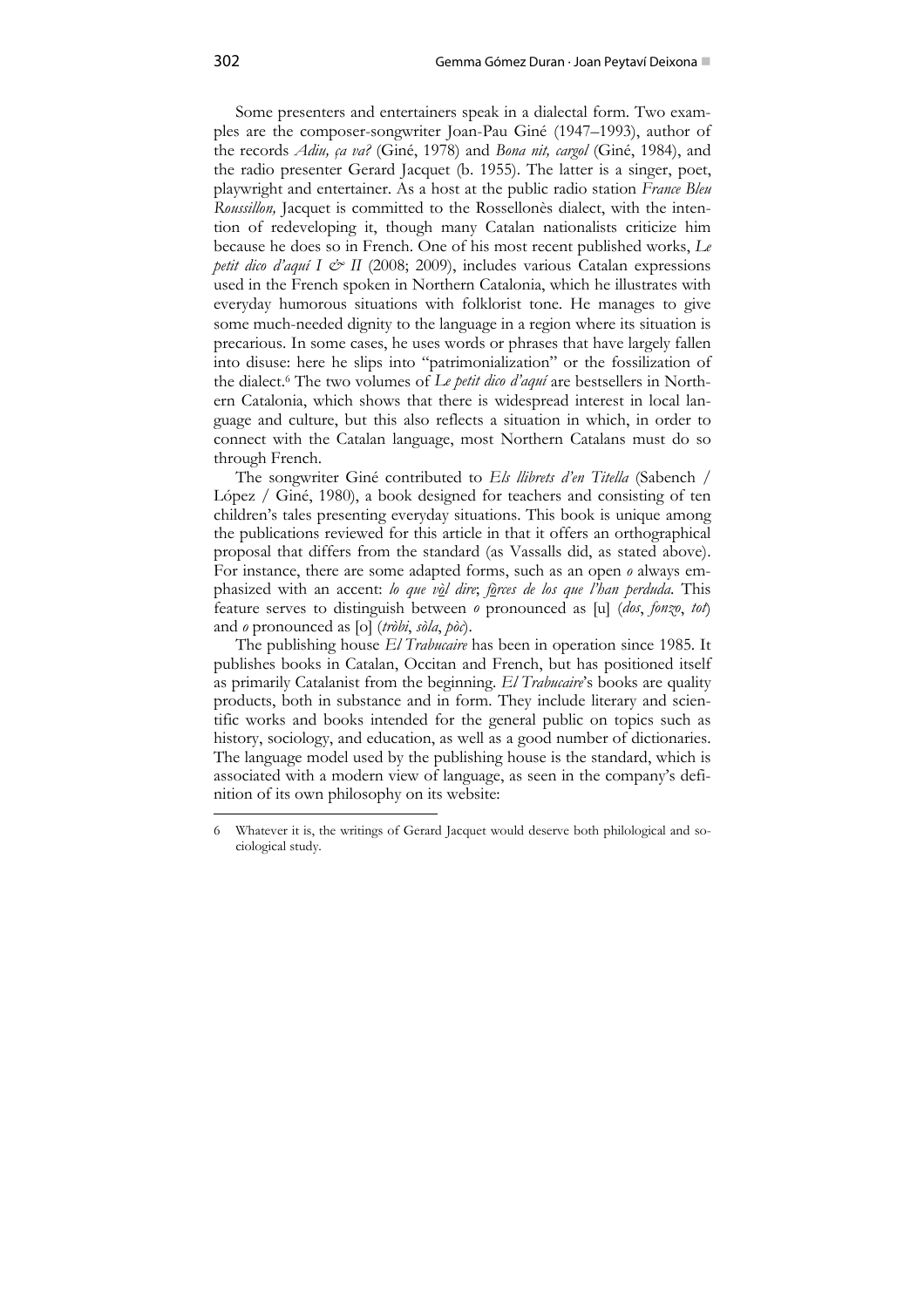Some presenters and entertainers speak in a dialectal form. Two examples are the composer-songwriter Joan-Pau Giné (1947–1993), author of the records *Adiu, ça va?* (Giné, 1978) and *Bona nit, cargol* (Giné, 1984), and the radio presenter Gerard Jacquet (b. 1955). The latter is a singer, poet, playwright and entertainer. As a host at the public radio station *France Bleu Roussillon,* Jacquet is committed to the Rossellonès dialect, with the intention of redeveloping it, though many Catalan nationalists criticize him because he does so in French. One of his most recent published works, *Le petit dico d'aquí I & II* (2008; 2009), includes various Catalan expressions used in the French spoken in Northern Catalonia, which he illustrates with everyday humorous situations with folklorist tone. He manages to give some much-needed dignity to the language in a region where its situation is precarious. In some cases, he uses words or phrases that have largely fallen into disuse: here he slips into "patrimonialization" or the fossilization of the dialect.[6] The two volumes of *Le petit dico d'aquí* are bestsellers in Northern Catalonia, which shows that there is widespread interest in local language and culture, but this also reflects a situation in which, in order to connect with the Catalan language, most Northern Catalans must do so through French.

The songwriter Giné contributed to *Els llibrets d'en Titella* (Sabench / López / Giné, 1980), a book designed for teachers and consisting of ten children's tales presenting everyday situations. This book is unique among the publications reviewed for this article in that it offers an orthographical proposal that differs from the standard (as Vassalls did, as stated above). For instance, there are some adapted forms, such as an open *o* always emphasized with an accent: *lo que <u>vòl</u> dire*; *<u>fòrces</u> de los que l'han perduda.* This feature serves to distinguish between *o* pronounced as [u] (*dos*, *fonzo*, *tot*) and *o* pronounced as [ɔ] (*tròbi*, *sòla*, *pòc*).

The publishing house *El Trabucaire* has been in operation since 1985. It publishes books in Catalan, Occitan and French, but has positioned itself as primarily Catalanist from the beginning. *El Trabucaire*'s books are quality products, both in substance and in form. They include literary and scientific works and books intended for the general public on topics such as history, sociology, and education, as well as a good number of dictionaries. The language model used by the publishing house is the standard, which is associated with a modern view of language, as seen in the company's definition of its own philosophy on its website:

---

6 Whatever it is, the writings of Gerard Jacquet would deserve both philological and sociological study.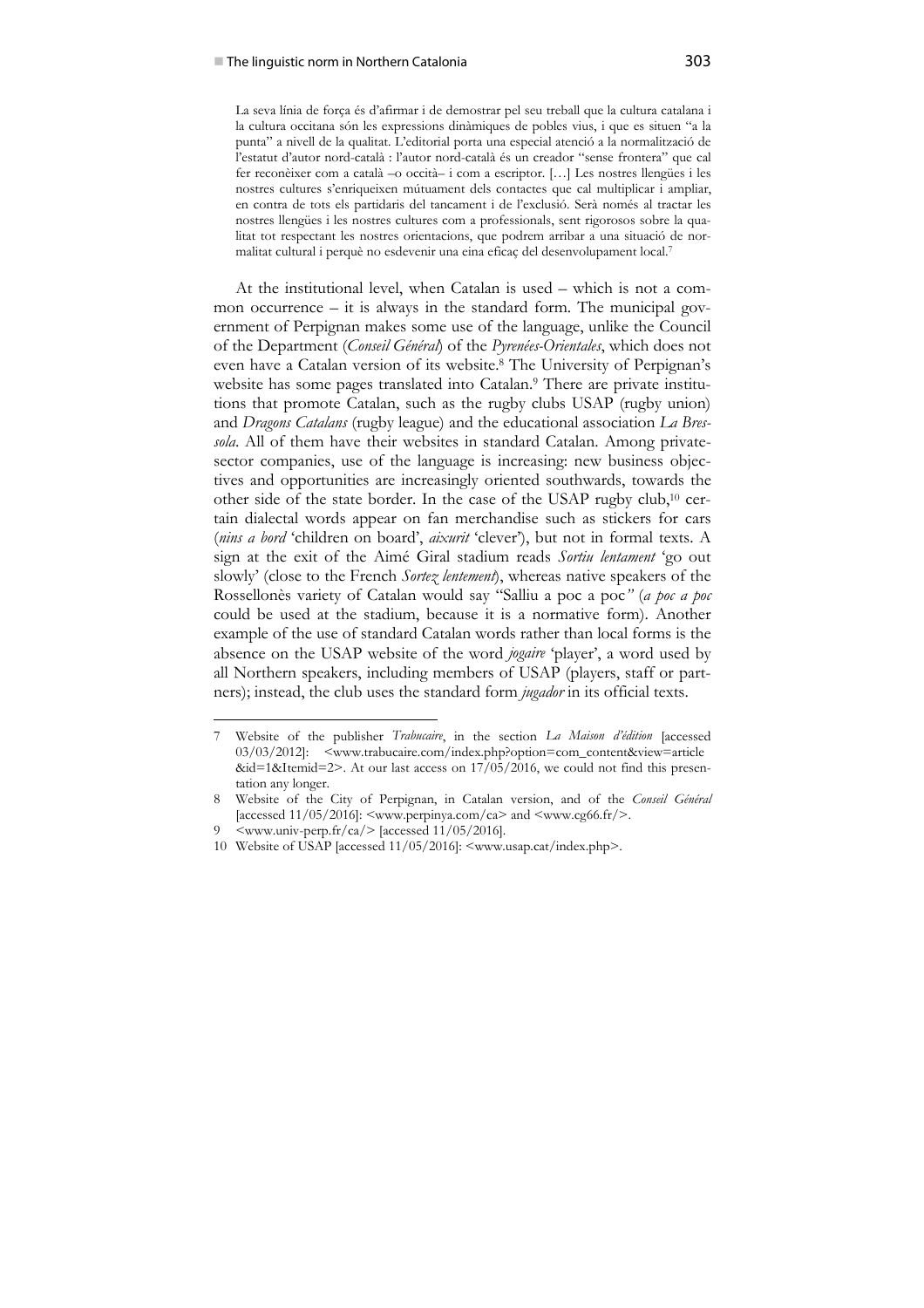> La seva línia de força és d'afirmar i de demostrar pel seu treball que la cultura catalana i la cultura occitana són les expressions dinàmiques de pobles vius, i que es situen "a la punta" a nivell de la qualitat. L'editorial porta una especial atenció a la normalització de l'estatut d'autor nord-català : l'autor nord-català és un creador "sense frontera" que cal fer reconèixer com a català –o occità– i com a escriptor. […] Les nostres llengües i les nostres cultures s'enriqueixen mútuament dels contactes que cal multiplicar i ampliar, en contra de tots els partidaris del tancament i de l'exclusió. Serà només al tractar les nostres llengües i les nostres cultures com a professionals, sent rigorosos sobre la qualitat tot respectant les nostres orientacions, que podrem arribar a una situació de normalitat cultural i perquè no esdevenir una eina eficaç del desenvolupament local.[7]

At the institutional level, when Catalan is used – which is not a common occurrence – it is always in the standard form. The municipal government of Perpignan makes some use of the language, unlike the Council of the Department (*Conseil Général*) of the *Pyrenées-Orientales*, which does not even have a Catalan version of its website.[8] The University of Perpignan's website has some pages translated into Catalan.[9] There are private institutions that promote Catalan, such as the rugby clubs USAP (rugby union) and *Dragons Catalans* (rugby league) and the educational association *La Bressola*. All of them have their websites in standard Catalan. Among private-sector companies, use of the language is increasing: new business objectives and opportunities are increasingly oriented southwards, towards the other side of the state border. In the case of the USAP rugby club,[10] certain dialectal words appear on fan merchandise such as stickers for cars (*nins a bord* 'children on board', *aixurit* 'clever'), but not in formal texts. A sign at the exit of the Aimé Giral stadium reads *Sortiu lentament* 'go out slowly' (close to the French *Sortez lentement*), whereas native speakers of the Rossellonès variety of Catalan would say "Salliu a poc a poc" (*a poc a poc* could be used at the stadium, because it is a normative form). Another example of the use of standard Catalan words rather than local forms is the absence on the USAP website of the word *jogaire* 'player', a word used by all Northern speakers, including members of USAP (players, staff or partners); instead, the club uses the standard form *jugador* in its official texts.

---

7 Website of the publisher *Trabucaire*, in the section *La Maison d'édition* [accessed 03/03/2012]: <www.trabucaire.com/index.php?option=com_content&view=article&id=1&Itemid=2>. At our last access on 17/05/2016, we could not find this presentation any longer.

8 Website of the City of Perpignan, in Catalan version, and of the *Conseil Général* [accessed 11/05/2016]: <www.perpinya.com/ca> and <www.cg66.fr/>.

9 <www.univ-perp.fr/ca/> [accessed 11/05/2016].

10 Website of USAP [accessed 11/05/2016]: <www.usap.cat/index.php>.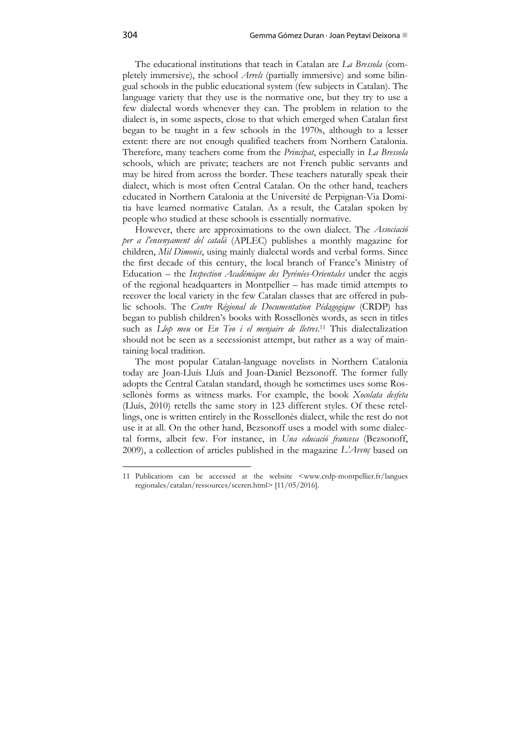The educational institutions that teach in Catalan are *La Bressola* (completely immersive), the school *Arrels* (partially immersive) and some bilingual schools in the public educational system (few subjects in Catalan). The language variety that they use is the normative one, but they try to use a few dialectal words whenever they can. The problem in relation to the dialect is, in some aspects, close to that which emerged when Catalan first began to be taught in a few schools in the 1970s, although to a lesser extent: there are not enough qualified teachers from Northern Catalonia. Therefore, many teachers come from the *Principat*, especially in *La Bressola* schools, which are private; teachers are not French public servants and may be hired from across the border. These teachers naturally speak their dialect, which is most often Central Catalan. On the other hand, teachers educated in Northern Catalonia at the Université de Perpignan-Via Domitia have learned normative Catalan. As a result, the Catalan spoken by people who studied at these schools is essentially normative.

However, there are approximations to the own dialect. The *Associació per a l'ensenyament del català* (APLEC) publishes a monthly magazine for children, *Mil Dimonis*, using mainly dialectal words and verbal forms. Since the first decade of this century, the local branch of France's Ministry of Education – the *Inspection Académique des Pyrénées-Orientales* under the aegis of the regional headquarters in Montpellier – has made timid attempts to recover the local variety in the few Catalan classes that are offered in public schools. The *Centre Régional de Documentation Pédagogique* (CRDP) has began to publish children's books with Rossellonès words, as seen in titles such as *Llop meu* or *En Teo i el menjaire de lletres*.[11] This dialectalization should not be seen as a secessionist attempt, but rather as a way of maintaining local tradition.

The most popular Catalan-language novelists in Northern Catalonia today are Joan-Lluís Lluís and Joan-Daniel Bezsonoff. The former fully adopts the Central Catalan standard, though he sometimes uses some Rossellonès forms as witness marks. For example, the book *Xocolata desfeta* (Lluís, 2010) retells the same story in 123 different styles. Of these retellings, one is written entirely in the Rossellonès dialect, while the rest do not use it at all. On the other hand, Bezsonoff uses a model with some dialectal forms, albeit few. For instance, in *Una educació francesa* (Bezsonoff, 2009), a collection of articles published in the magazine *L'Avenç* based on

---

11 Publications can be accessed at the website <www.crdp-montpellier.fr/langues regionales/catalan/ressources/sceren.html> [11/05/2016].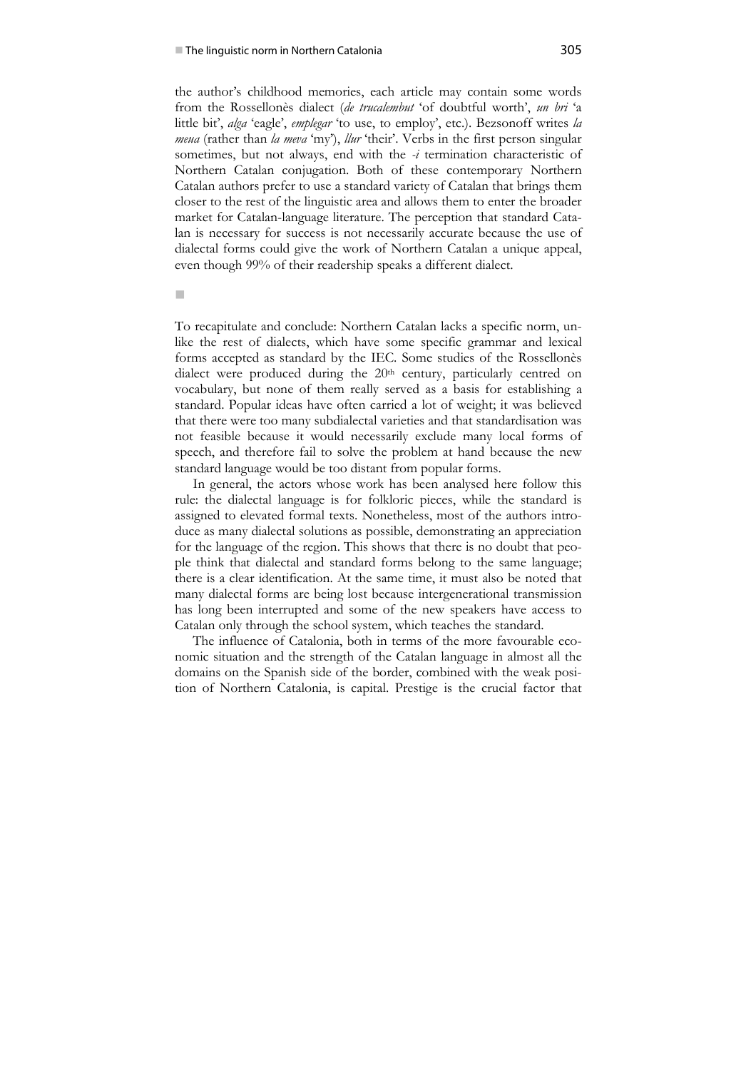the author's childhood memories, each article may contain some words from the Rossellonès dialect (*de trucalembut* 'of doubtful worth', *un bri* 'a little bit', *alga* 'eagle', *emplegar* 'to use, to employ', etc.). Bezsonoff writes *la meua* (rather than *la meva* 'my'), *llur* 'their'. Verbs in the first person singular sometimes, but not always, end with the *-i* termination characteristic of Northern Catalan conjugation. Both of these contemporary Northern Catalan authors prefer to use a standard variety of Catalan that brings them closer to the rest of the linguistic area and allows them to enter the broader market for Catalan-language literature. The perception that standard Catalan is necessary for success is not necessarily accurate because the use of dialectal forms could give the work of Northern Catalan a unique appeal, even though 99% of their readership speaks a different dialect.

■

To recapitulate and conclude: Northern Catalan lacks a specific norm, unlike the rest of dialects, which have some specific grammar and lexical forms accepted as standard by the IEC. Some studies of the Rossellonès dialect were produced during the 20th century, particularly centred on vocabulary, but none of them really served as a basis for establishing a standard. Popular ideas have often carried a lot of weight; it was believed that there were too many subdialectal varieties and that standardisation was not feasible because it would necessarily exclude many local forms of speech, and therefore fail to solve the problem at hand because the new standard language would be too distant from popular forms.

In general, the actors whose work has been analysed here follow this rule: the dialectal language is for folkloric pieces, while the standard is assigned to elevated formal texts. Nonetheless, most of the authors introduce as many dialectal solutions as possible, demonstrating an appreciation for the language of the region. This shows that there is no doubt that people think that dialectal and standard forms belong to the same language; there is a clear identification. At the same time, it must also be noted that many dialectal forms are being lost because intergenerational transmission has long been interrupted and some of the new speakers have access to Catalan only through the school system, which teaches the standard.

The influence of Catalonia, both in terms of the more favourable economic situation and the strength of the Catalan language in almost all the domains on the Spanish side of the border, combined with the weak position of Northern Catalonia, is capital. Prestige is the crucial factor that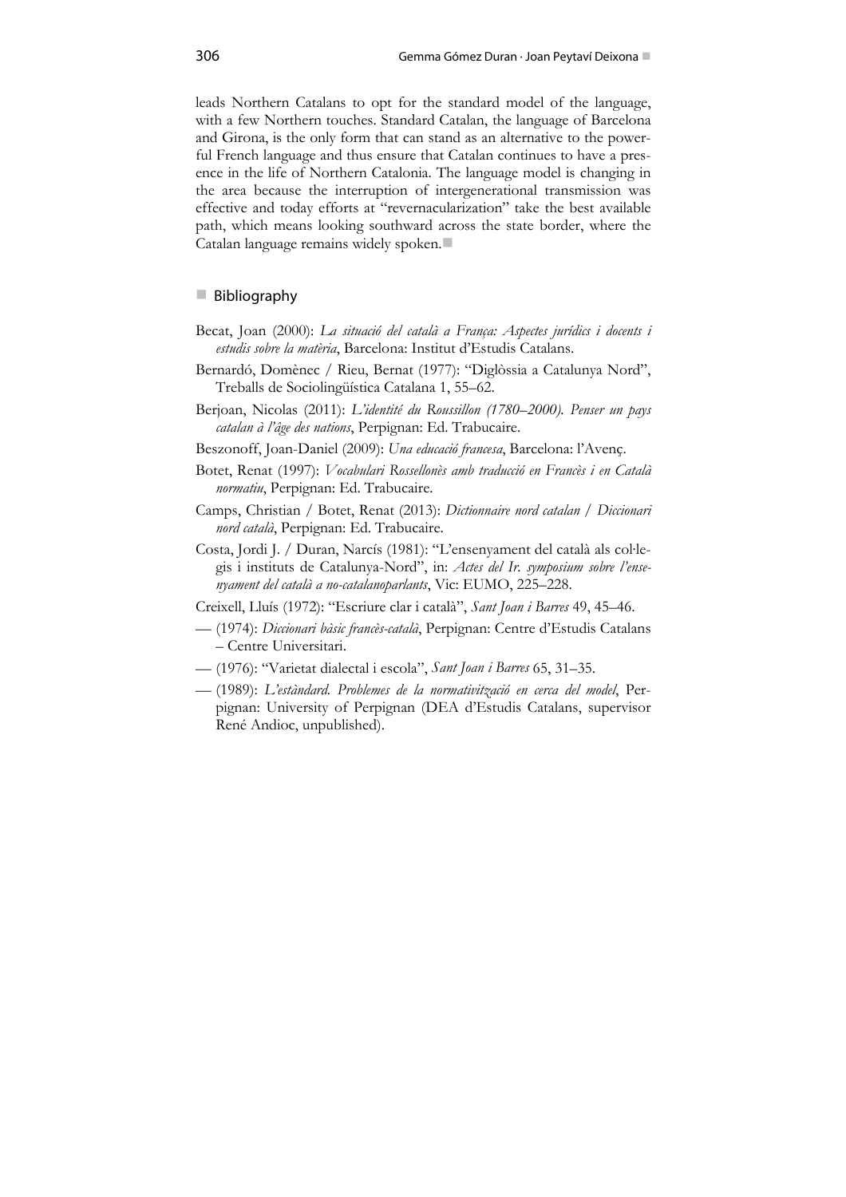leads Northern Catalans to opt for the standard model of the language, with a few Northern touches. Standard Catalan, the language of Barcelona and Girona, is the only form that can stand as an alternative to the powerful French language and thus ensure that Catalan continues to have a presence in the life of Northern Catalonia. The language model is changing in the area because the interruption of intergenerational transmission was effective and today efforts at "revernacularization" take the best available path, which means looking southward across the state border, where the Catalan language remains widely spoken.

## Bibliography

Becat, Joan (2000): *La situació del català a França: Aspectes jurídics i docents i estudis sobre la matèria*, Barcelona: Institut d'Estudis Catalans.

Bernardó, Domènec / Rieu, Bernat (1977): "Diglòssia a Catalunya Nord", Treballs de Sociolingüística Catalana 1, 55–62.

Berjoan, Nicolas (2011): *L'identité du Roussillon (1780–2000). Penser un pays catalan à l'âge des nations*, Perpignan: Ed. Trabucaire.

Beszonoff, Joan-Daniel (2009): *Una educació francesa*, Barcelona: l'Avenç.

Botet, Renat (1997): *Vocabulari Rossellonès amb traducció en Francès i en Català normatiu*, Perpignan: Ed. Trabucaire.

Camps, Christian / Botet, Renat (2013): *Dictionnaire nord catalan / Diccionari nord català*, Perpignan: Ed. Trabucaire.

Costa, Jordi J. / Duran, Narcís (1981): "L'ensenyament del català als col·legis i instituts de Catalunya-Nord", in: *Actes del Ir. symposium sobre l'ensenyament del català a no-catalanoparlants*, Vic: EUMO, 225–228.

Creixell, Lluís (1972): "Escriure clar i català", *Sant Joan i Barres* 49, 45–46.

— (1974): *Diccionari bàsic francès-català*, Perpignan: Centre d'Estudis Catalans – Centre Universitari.

— (1976): "Varietat dialectal i escola", *Sant Joan i Barres* 65, 31–35.

— (1989): *L'estàndard. Problemes de la normativització en cerca del model*, Perpignan: University of Perpignan (DEA d'Estudis Catalans, supervisor René Andioc, unpublished).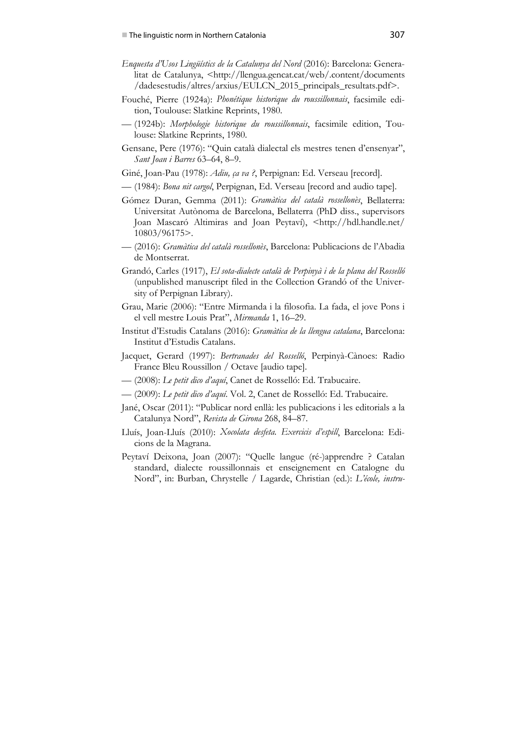*Enquesta d'Usos Lingüístics de la Catalunya del Nord* (2016): Barcelona: Generalitat de Catalunya, <http://llengua.gencat.cat/web/.content/documents/dadesestudis/altres/arxius/EULCN_2015_principals_resultats.pdf>.

Fouché, Pierre (1924a): *Phonétique historique du roussillonnais*, facsimile edition, Toulouse: Slatkine Reprints, 1980.

— (1924b): *Morphologie historique du roussillonnais*, facsimile edition, Toulouse: Slatkine Reprints, 1980.

Gensane, Pere (1976): "Quin català dialectal els mestres tenen d'ensenyar", *Sant Joan i Barres* 63–64, 8–9.

Giné, Joan-Pau (1978): *Adiu, ça va ?*, Perpignan: Ed. Verseau [record].

— (1984): *Bona nit cargol*, Perpignan, Ed. Verseau [record and audio tape].

Gómez Duran, Gemma (2011): *Gramàtica del català rossellonès*, Bellaterra: Universitat Autònoma de Barcelona, Bellaterra (PhD diss., supervisors Joan Mascaró Altimiras and Joan Peytaví), <http://hdl.handle.net/10803/96175>.

— (2016): *Gramàtica del català rossellonès*, Barcelona: Publicacions de l'Abadia de Montserrat.

Grandó, Carles (1917), *El sota-dialecte català de Perpinyà i de la plana del Rosselló* (unpublished manuscript filed in the Collection Grandó of the University of Perpignan Library).

Grau, Marie (2006): "Entre Mirmanda i la filosofia. La fada, el jove Pons i el vell mestre Louis Prat", *Mirmanda* 1, 16–29.

Institut d'Estudis Catalans (2016): *Gramàtica de la llengua catalana*, Barcelona: Institut d'Estudis Catalans.

Jacquet, Gerard (1997): *Bertranades del Rosselló*, Perpinyà-Cànoes: Radio France Bleu Roussillon / Octave [audio tape].

— (2008): *Le petit dico d'aquí*, Canet de Rosselló: Ed. Trabucaire.

— (2009): *Le petit dico d'aquí*. Vol. 2, Canet de Rosselló: Ed. Trabucaire.

Jané, Oscar (2011): "Publicar nord enllà: les publicacions i les editorials a la Catalunya Nord", *Revista de Girona* 268, 84–87.

Lluís, Joan-Lluís (2010): *Xocolata desfeta. Exercicis d'espill*, Barcelona: Edicions de la Magrana.

Peytaví Deixona, Joan (2007): "Quelle langue (ré-)apprendre ? Catalan standard, dialecte roussillonnais et enseignement en Catalogne du Nord", in: Burban, Chrystelle / Lagarde, Christian (ed.): *L'école, instru-*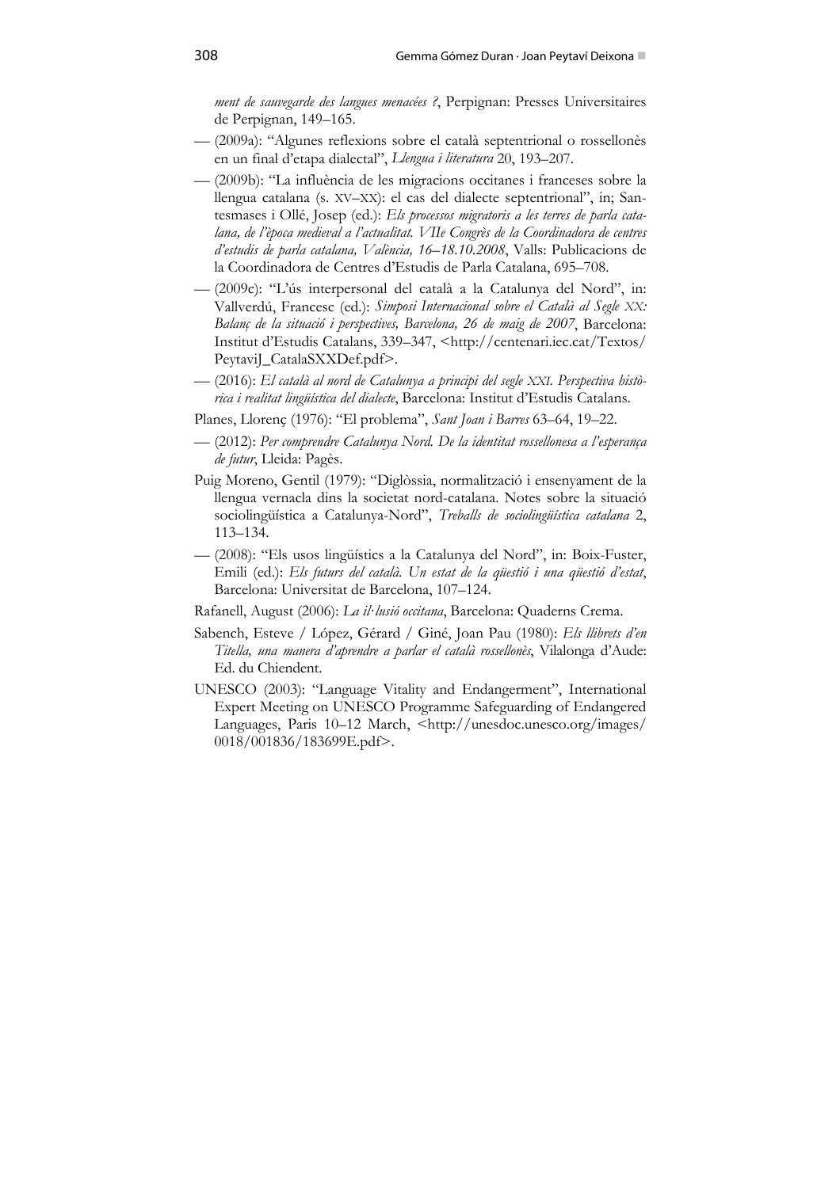*ment de sauvegarde des langues menacées ?*, Perpignan: Presses Universitaires de Perpignan, 149–165.

— (2009a): "Algunes reflexions sobre el català septentrional o rossellonès en un final d'etapa dialectal", *Llengua i literatura* 20, 193–207.

— (2009b): "La influència de les migracions occitanes i franceses sobre la llengua catalana (s. XV–XX): el cas del dialecte septentrional", in; Santesmases i Ollé, Josep (ed.): *Els processos migratoris a les terres de parla catalana, de l'època medieval a l'actualitat. VIIe Congrès de la Coordinadora de centres d'estudis de parla catalana, València, 16–18.10.2008*, Valls: Publicacions de la Coordinadora de Centres d'Estudis de Parla Catalana, 695–708.

— (2009c): "L'ús interpersonal del català a la Catalunya del Nord", in: Vallverdú, Francesc (ed.): *Simposi Internacional sobre el Català al Segle XX: Balanç de la situació i perspectives, Barcelona, 26 de maig de 2007*, Barcelona: Institut d'Estudis Catalans, 339–347, <http://centenari.iec.cat/Textos/PeytaviJ_CatalaSXXDef.pdf>.

— (2016): *El català al nord de Catalunya a principi del segle XXI. Perspectiva històrica i realitat lingüística del dialecte*, Barcelona: Institut d'Estudis Catalans.

Planes, Llorenç (1976): "El problema", *Sant Joan i Barres* 63–64, 19–22.

— (2012): *Per comprendre Catalunya Nord. De la identitat rossellonesa a l'esperança de futur*, Lleida: Pagès.

Puig Moreno, Gentil (1979): "Diglòssia, normalització i ensenyament de la llengua vernacla dins la societat nord-catalana. Notes sobre la situació sociolingüística a Catalunya-Nord", *Treballs de sociolingüística catalana* 2, 113–134.

— (2008): "Els usos lingüístics a la Catalunya del Nord", in: Boix-Fuster, Emili (ed.): *Els futurs del català. Un estat de la qüestió i una qüestió d'estat*, Barcelona: Universitat de Barcelona, 107–124.

Rafanell, August (2006): *La il·lusió occitana*, Barcelona: Quaderns Crema.

Sabench, Esteve / López, Gérard / Giné, Joan Pau (1980): *Els llibrets d'en Titella, una manera d'aprendre a parlar el català rossellonès*, Vilalonga d'Aude: Ed. du Chiendent.

UNESCO (2003): "Language Vitality and Endangerment", International Expert Meeting on UNESCO Programme Safeguarding of Endangered Languages, Paris 10–12 March, <http://unesdoc.unesco.org/images/0018/001836/183699E.pdf>.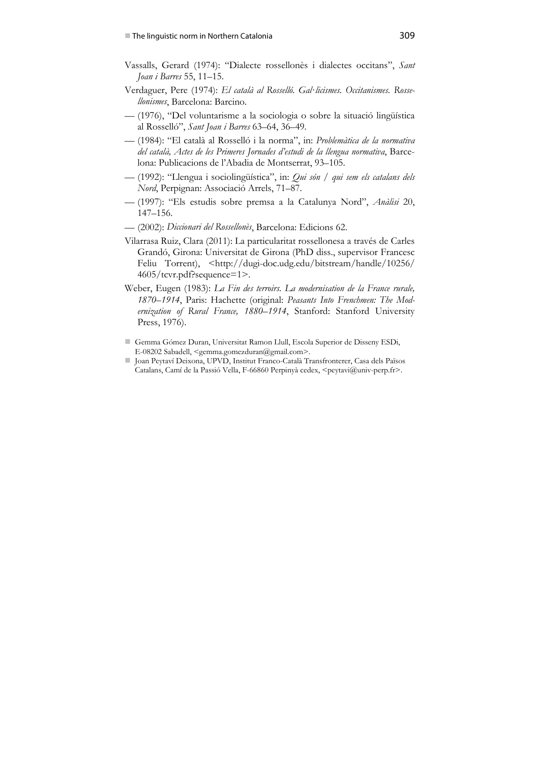Vassalls, Gerard (1974): "Dialecte rossellonès i dialectes occitans", *Sant Joan i Barres* 55, 11–15.

Verdaguer, Pere (1974): *El català al Rosselló. Gal·licismes. Occitanismes. Rossellonismes*, Barcelona: Barcino.

— (1976), "Del voluntarisme a la sociologia o sobre la situació lingüística al Rosselló", *Sant Joan i Barres* 63–64, 36–49.

— (1984): "El català al Rosselló i la norma", in: *Problemàtica de la normativa del català, Actes de les Primeres Jornades d'estudi de la llengua normativa*, Barcelona: Publicacions de l'Abadia de Montserrat, 93–105.

— (1992): "Llengua i sociolingüística", in: *Qui són / qui sem els catalans dels Nord*, Perpignan: Associació Arrels, 71–87.

— (1997): "Els estudis sobre premsa a la Catalunya Nord", *Anàlisi* 20, 147–156.

— (2002): *Diccionari del Rossellonès*, Barcelona: Edicions 62.

Vilarrasa Ruiz, Clara (2011): La particularitat rossellonesa a través de Carles Grandó, Girona: Universitat de Girona (PhD diss., supervisor Francesc Feliu Torrent), <http://dugi-doc.udg.edu/bitstream/handle/10256/4605/tcvr.pdf?sequence=1>.

Weber, Eugen (1983): *La Fin des terroirs. La modernisation de la France rurale, 1870–1914*, Paris: Hachette (original: *Peasants Into Frenchmen: The Modernization of Rural France, 1880–1914*, Stanford: Stanford University Press, 1976).

- Gemma Gómez Duran, Universitat Ramon Llull, Escola Superior de Disseny ESDi, E-08202 Sabadell, <gemma.gomezduran@gmail.com>.
- Joan Peytaví Deixona, UPVD, Institut Franco-Català Transfronterer, Casa dels Països Catalans, Camí de la Passió Vella, F-66860 Perpinyà cedex, <peytavi@univ-perp.fr>.